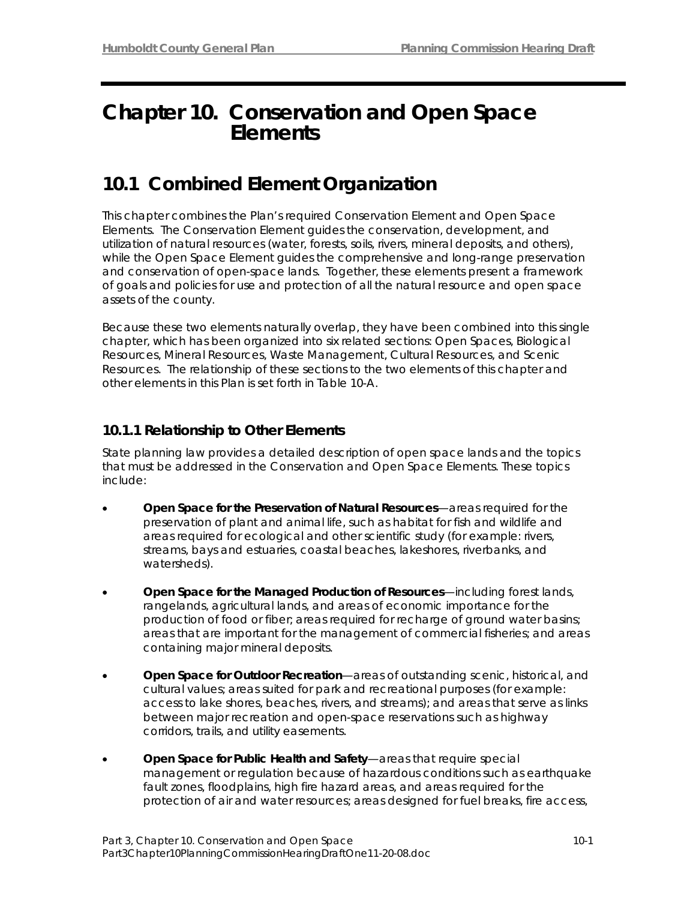# Chapter 10. Conservation and Open Space Elements

## 10.1 Combined Element Organization

This chapter combines the Plan's required Conservation Element and Open Space Elements. The Conservation Element guides the conservation, development, and utilization of natural resources (water, forests, soils, rivers, mineral deposits, and others), while the Open Space Element guides the comprehensive and long-range preservation and conservation of open-space lands. Together, these elements present a framework of goals and policies for use and protection of all the natural resource and open space assets of the county.

Because these two elements naturally overlap, they have been combined into this single chapter, which has been organized into six related sections: Open Spaces, Biological Resources, Mineral Resources, Waste Management, Cultural Resources, and Scenic Resources. The relationship of these sections to the two elements of this chapter and other elements in this Plan is set forth in Table 10-A.

### 10.1.1 Relationship to Other Elements

State planning law provides a detailed description of open space lands and the topics that must be addressed in the Conservation and Open Space Elements. These topics include:

- **Open Space for the Preservation of Natural Resources**—areas required for the preservation of plant and animal life, such as habitat for fish and wildlife and areas required for ecological and other scientific study (for example: rivers, streams, bays and estuaries, coastal beaches, lakeshores, riverbanks, and watersheds).
- **Open Space for the Managed Production of Resources**—including forest lands, rangelands, agricultural lands, and areas of economic importance for the production of food or fiber; areas required for recharge of ground water basins; areas that are important for the management of commercial fisheries; and areas containing major mineral deposits.
- **Open Space for Outdoor Recreation**—areas of outstanding scenic, historical, and cultural values; areas suited for park and recreational purposes (for example: access to lake shores, beaches, rivers, and streams); and areas that serve as links between major recreation and open-space reservations such as highway corridors, trails, and utility easements.
- **Open Space for Public Health and Safety**—areas that require special management or regulation because of hazardous conditions such as earthquake fault zones, floodplains, high fire hazard areas, and areas required for the protection of air and water resources; areas designed for fuel breaks, fire access,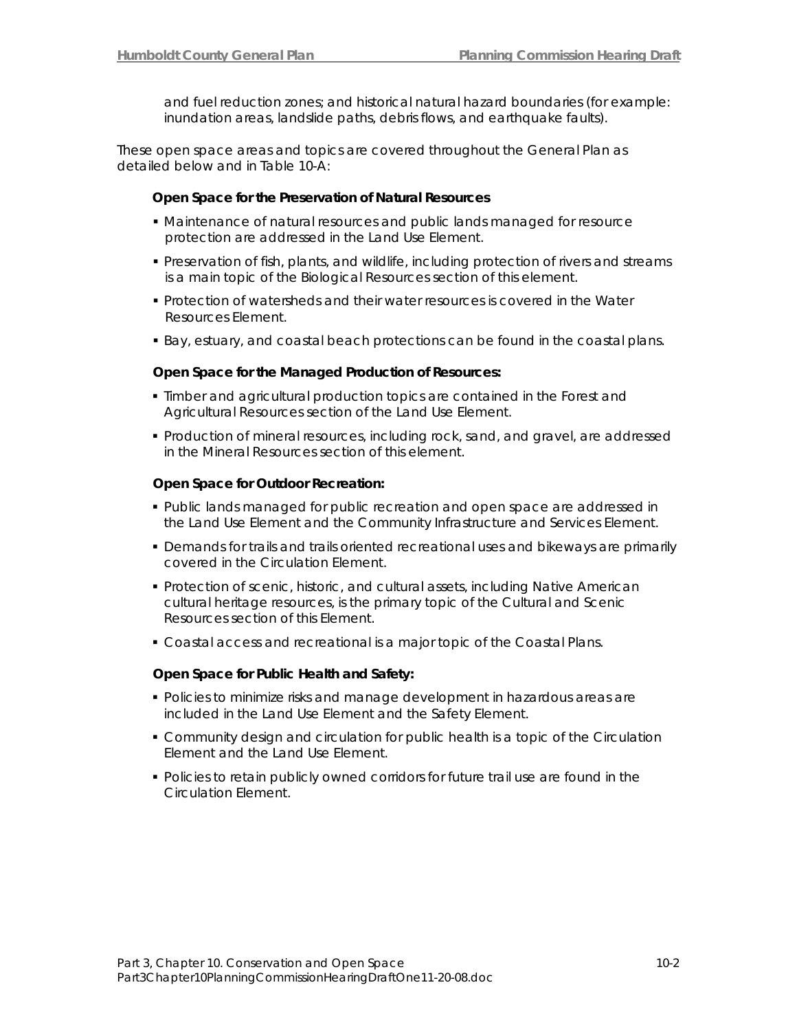and fuel reduction zones; and historical natural hazard boundaries (for example: inundation areas, landslide paths, debris flows, and earthquake faults).

These open space areas and topics are covered throughout the General Plan as detailed below and in Table 10-A:

**Open Space for the Preservation of Natural Resources**

- Maintenance of natural resources and public lands managed for resource protection are addressed in the Land Use Element.
- Preservation of fish, plants, and wildlife, including protection of rivers and streams is a main topic of the Biological Resources section of this element.
- Protection of watersheds and their water resources is covered in the Water Resources Element.
- Bay, estuary, and coastal beach protections can be found in the coastal plans.

**Open Space for the Managed Production of Resources:**

- Timber and agricultural production topics are contained in the Forest and Agricultural Resources section of the Land Use Element.
- Production of mineral resources, including rock, sand, and gravel, are addressed in the Mineral Resources section of this element.

**Open Space for Outdoor Recreation:**

- Public lands managed for public recreation and open space are addressed in the Land Use Element and the Community Infrastructure and Services Element.
- Demands for trails and trails oriented recreational uses and bikeways are primarily covered in the Circulation Element.
- Protection of scenic, historic, and cultural assets, including Native American cultural heritage resources, is the primary topic of the Cultural and Scenic Resources section of this Element.
- Coastal access and recreational is a major topic of the Coastal Plans.

**Open Space for Public Health and Safety:**

- Policies to minimize risks and manage development in hazardous areas are included in the Land Use Element and the Safety Element.
- Community design and circulation for public health is a topic of the Circulation Element and the Land Use Element.
- Policies to retain publicly owned corridors for future trail use are found in the Circulation Element.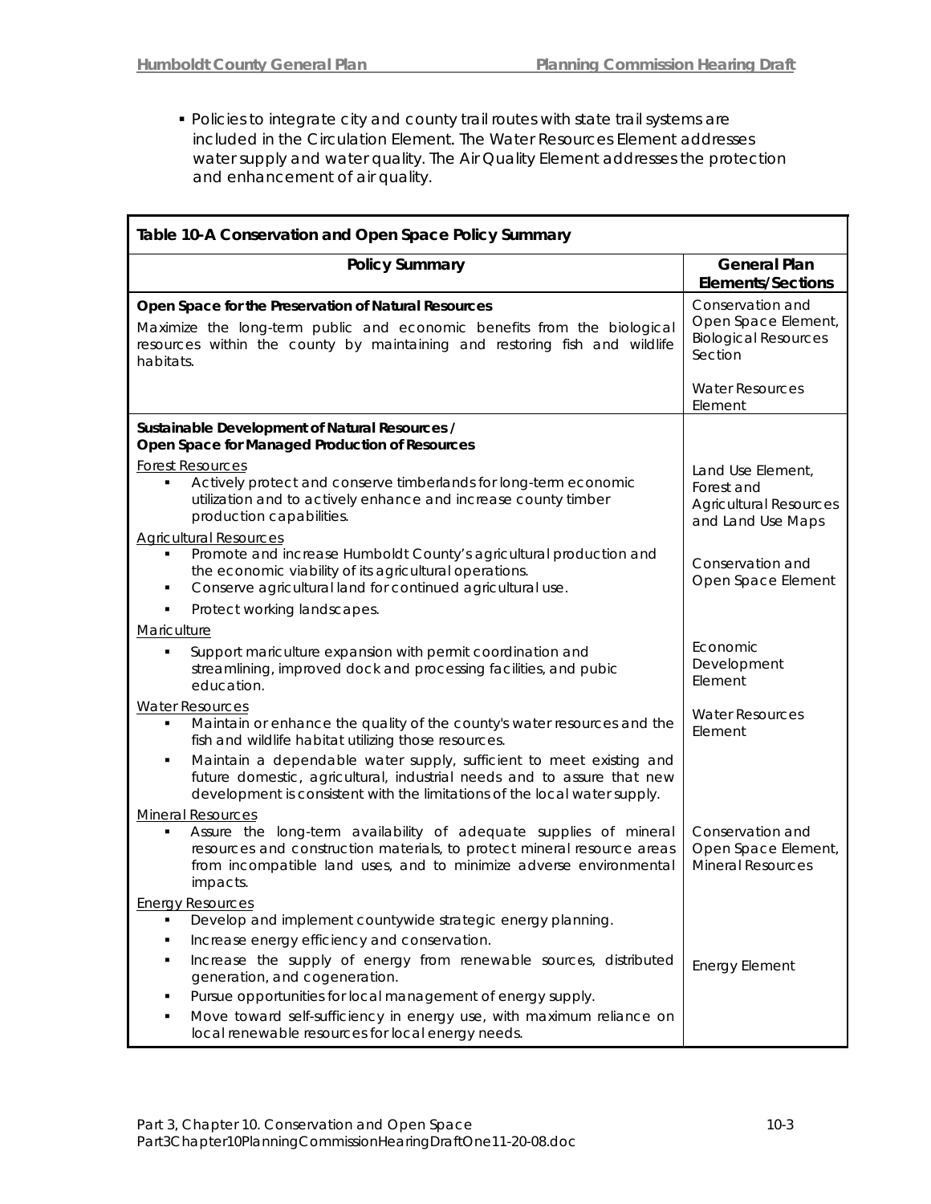- Policies to integrate city and county trail routes with state trail systems are included in the Circulation Element. The Water Resources Element addresses water supply and water quality. The Air Quality Element addresses the protection and enhancement of air quality.

| Table 10-A Conservation and Open Space Policy Summary | |
|---|---|
| **Policy Summary** | **General Plan Elements/Sections** |
| **Open Space for the Preservation of Natural Resources**<br>Maximize the long-term public and economic benefits from the biological resources within the county by maintaining and restoring fish and wildlife habitats. | Conservation and Open Space Element, Biological Resources Section<br><br>Water Resources Element |
| **Sustainable Development of Natural Resources / Open Space for Managed Production of Resources** | |
| <u>Forest Resources</u><br>▪ Actively protect and conserve timberlands for long-term economic utilization and to actively enhance and increase county timber production capabilities. | Land Use Element, Forest and Agricultural Resources and Land Use Maps |
| <u>Agricultural Resources</u><br>▪ Promote and increase Humboldt County's agricultural production and the economic viability of its agricultural operations.<br>▪ Conserve agricultural land for continued agricultural use.<br>▪ Protect working landscapes. | Conservation and Open Space Element |
| <u>Mariculture</u><br>▪ Support mariculture expansion with permit coordination and streamlining, improved dock and processing facilities, and pubic education. | Economic Development Element |
| <u>Water Resources</u><br>▪ Maintain or enhance the quality of the county's water resources and the fish and wildlife habitat utilizing those resources.<br>▪ Maintain a dependable water supply, sufficient to meet existing and future domestic, agricultural, industrial needs and to assure that new development is consistent with the limitations of the local water supply. | Water Resources Element |
| <u>Mineral Resources</u><br>▪ Assure the long-term availability of adequate supplies of mineral resources and construction materials, to protect mineral resource areas from incompatible land uses, and to minimize adverse environmental impacts. | Conservation and Open Space Element, Mineral Resources |
| <u>Energy Resources</u><br>▪ Develop and implement countywide strategic energy planning.<br>▪ Increase energy efficiency and conservation.<br>▪ Increase the supply of energy from renewable sources, distributed generation, and cogeneration.<br>▪ Pursue opportunities for local management of energy supply.<br>▪ Move toward self-sufficiency in energy use, with maximum reliance on local renewable resources for local energy needs. | Energy Element |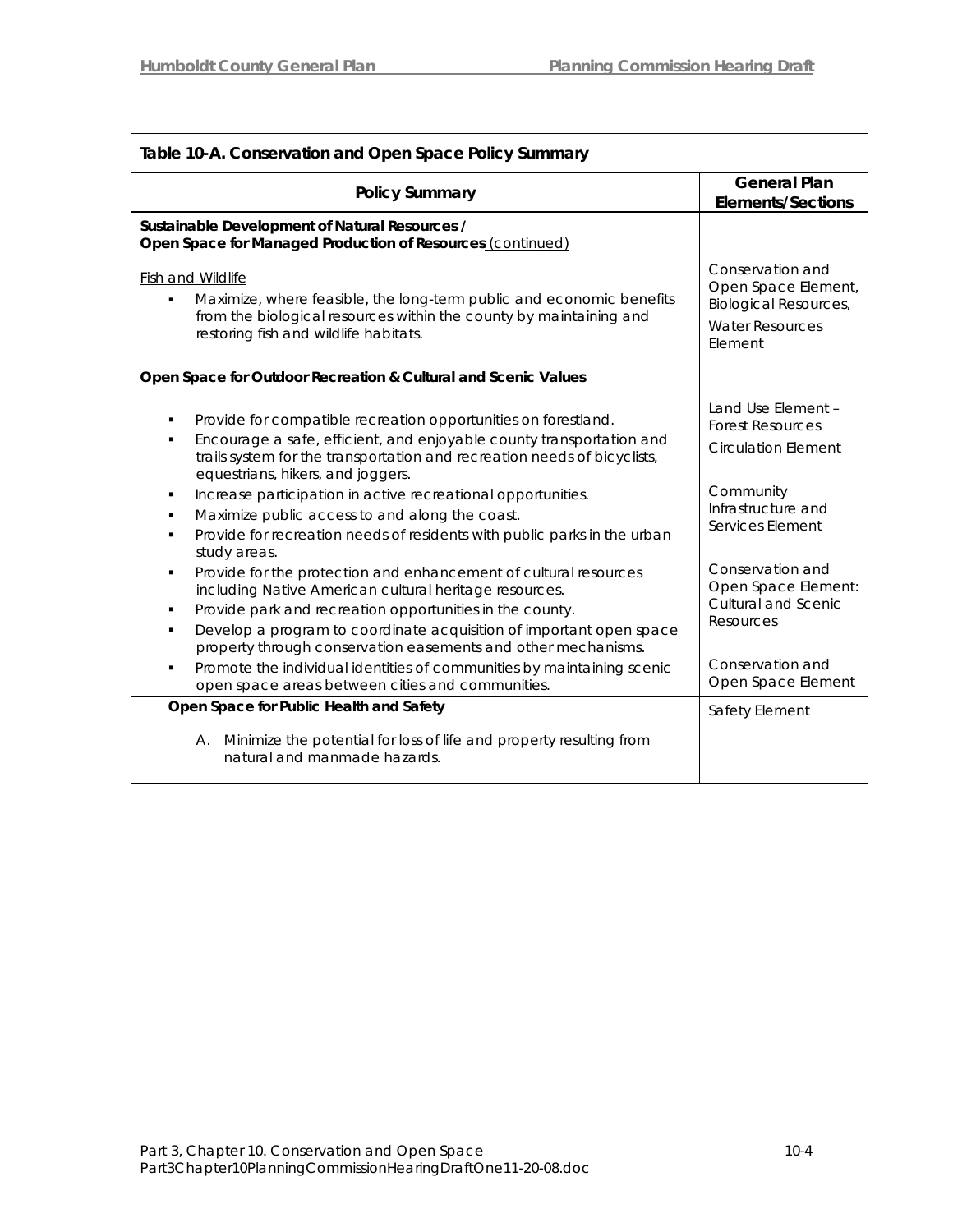| Table 10-A. Conservation and Open Space Policy Summary | |
|---|---|
| **Policy Summary** | **General Plan Elements/Sections** |
| **Sustainable Development of Natural Resources / Open Space for Managed Production of Resources** (continued) | |
| Fish and Wildlife<br>▪ Maximize, where feasible, the long-term public and economic benefits from the biological resources within the county by maintaining and restoring fish and wildlife habitats. | Conservation and Open Space Element, Biological Resources,<br>Water Resources Element |
| **Open Space for Outdoor Recreation & Cultural and Scenic Values** | |
| ▪ Provide for compatible recreation opportunities on forestland.<br>▪ Encourage a safe, efficient, and enjoyable county transportation and trails system for the transportation and recreation needs of bicyclists, equestrians, hikers, and joggers. | Land Use Element – Forest Resources<br>Circulation Element |
| ▪ Increase participation in active recreational opportunities.<br>▪ Maximize public access to and along the coast.<br>▪ Provide for recreation needs of residents with public parks in the urban study areas. | Community Infrastructure and Services Element |
| ▪ Provide for the protection and enhancement of cultural resources including Native American cultural heritage resources.<br>▪ Provide park and recreation opportunities in the county.<br>▪ Develop a program to coordinate acquisition of important open space property through conservation easements and other mechanisms. | Conservation and Open Space Element: Cultural and Scenic Resources |
| ▪ Promote the individual identities of communities by maintaining scenic open space areas between cities and communities. | Conservation and Open Space Element |
| **Open Space for Public Health and Safety**<br>A. Minimize the potential for loss of life and property resulting from natural and manmade hazards. | Safety Element |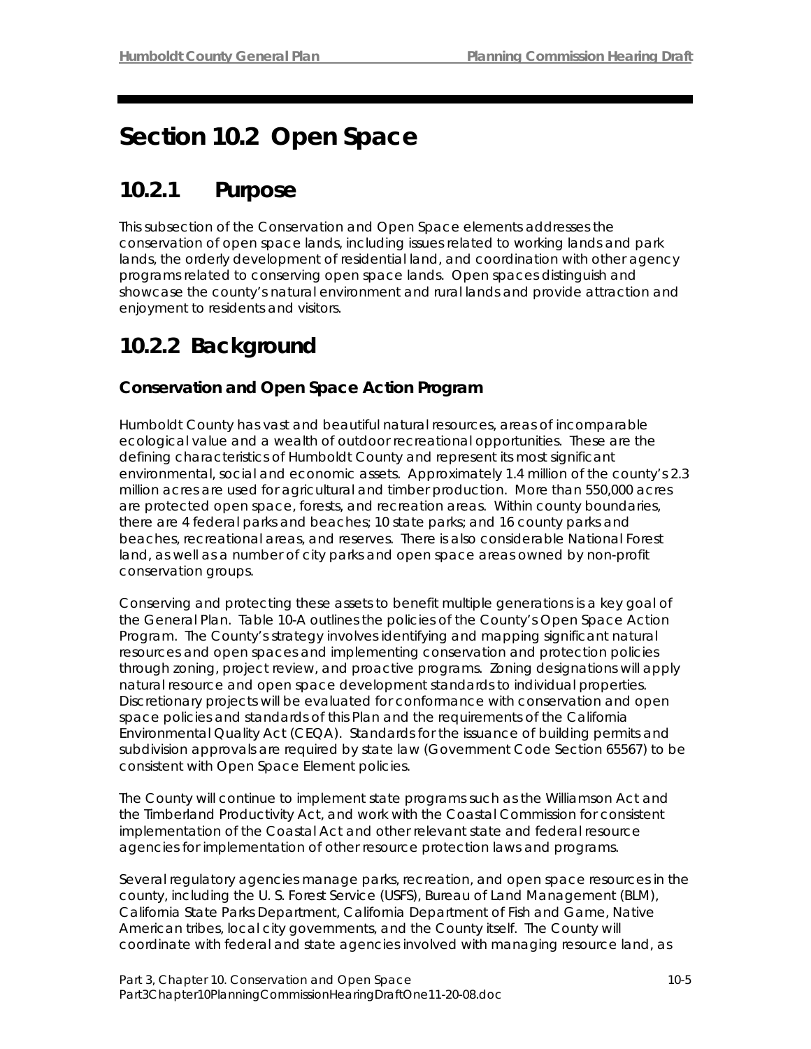# Section 10.2 Open Space

## 10.2.1 Purpose

This subsection of the Conservation and Open Space elements addresses the conservation of open space lands, including issues related to working lands and park lands, the orderly development of residential land, and coordination with other agency programs related to conserving open space lands. Open spaces distinguish and showcase the county's natural environment and rural lands and provide attraction and enjoyment to residents and visitors.

## 10.2.2 Background

### Conservation and Open Space Action Program

Humboldt County has vast and beautiful natural resources, areas of incomparable ecological value and a wealth of outdoor recreational opportunities. These are the defining characteristics of Humboldt County and represent its most significant environmental, social and economic assets. Approximately 1.4 million of the county's 2.3 million acres are used for agricultural and timber production. More than 550,000 acres are protected open space, forests, and recreation areas. Within county boundaries, there are 4 federal parks and beaches; 10 state parks; and 16 county parks and beaches, recreational areas, and reserves. There is also considerable National Forest land, as well as a number of city parks and open space areas owned by non-profit conservation groups.

Conserving and protecting these assets to benefit multiple generations is a key goal of the General Plan. Table 10-A outlines the policies of the County's Open Space Action Program. The County's strategy involves identifying and mapping significant natural resources and open spaces and implementing conservation and protection policies through zoning, project review, and proactive programs. Zoning designations will apply natural resource and open space development standards to individual properties. Discretionary projects will be evaluated for conformance with conservation and open space policies and standards of this Plan and the requirements of the California Environmental Quality Act (CEQA). Standards for the issuance of building permits and subdivision approvals are required by state law (Government Code Section 65567) to be consistent with Open Space Element policies.

The County will continue to implement state programs such as the Williamson Act and the Timberland Productivity Act, and work with the Coastal Commission for consistent implementation of the Coastal Act and other relevant state and federal resource agencies for implementation of other resource protection laws and programs.

Several regulatory agencies manage parks, recreation, and open space resources in the county, including the U. S. Forest Service (USFS), Bureau of Land Management (BLM), California State Parks Department, California Department of Fish and Game, Native American tribes, local city governments, and the County itself. The County will coordinate with federal and state agencies involved with managing resource land, as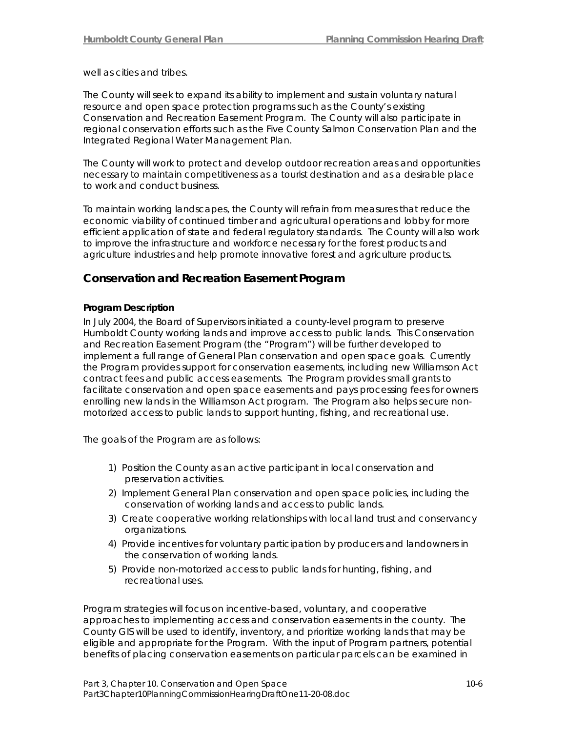well as cities and tribes.

The County will seek to expand its ability to implement and sustain voluntary natural resource and open space protection programs such as the County's existing Conservation and Recreation Easement Program. The County will also participate in regional conservation efforts such as the Five County Salmon Conservation Plan and the Integrated Regional Water Management Plan.

The County will work to protect and develop outdoor recreation areas and opportunities necessary to maintain competitiveness as a tourist destination and as a desirable place to work and conduct business.

To maintain working landscapes, the County will refrain from measures that reduce the economic viability of continued timber and agricultural operations and lobby for more efficient application of state and federal regulatory standards. The County will also work to improve the infrastructure and workforce necessary for the forest products and agriculture industries and help promote innovative forest and agriculture products.

## Conservation and Recreation Easement Program

**Program Description**

In July 2004, the Board of Supervisors initiated a county-level program to preserve Humboldt County working lands and improve access to public lands. This Conservation and Recreation Easement Program (the "Program") will be further developed to implement a full range of General Plan conservation and open space goals. Currently the Program provides support for conservation easements, including new Williamson Act contract fees and public access easements. The Program provides small grants to facilitate conservation and open space easements and pays processing fees for owners enrolling new lands in the Williamson Act program. The Program also helps secure non-motorized access to public lands to support hunting, fishing, and recreational use.

The goals of the Program are as follows:

1) Position the County as an active participant in local conservation and preservation activities.
2) Implement General Plan conservation and open space policies, including the conservation of working lands and access to public lands.
3) Create cooperative working relationships with local land trust and conservancy organizations.
4) Provide incentives for voluntary participation by producers and landowners in the conservation of working lands.
5) Provide non-motorized access to public lands for hunting, fishing, and recreational uses.

Program strategies will focus on incentive-based, voluntary, and cooperative approaches to implementing access and conservation easements in the county. The County GIS will be used to identify, inventory, and prioritize working lands that may be eligible and appropriate for the Program. With the input of Program partners, potential benefits of placing conservation easements on particular parcels can be examined in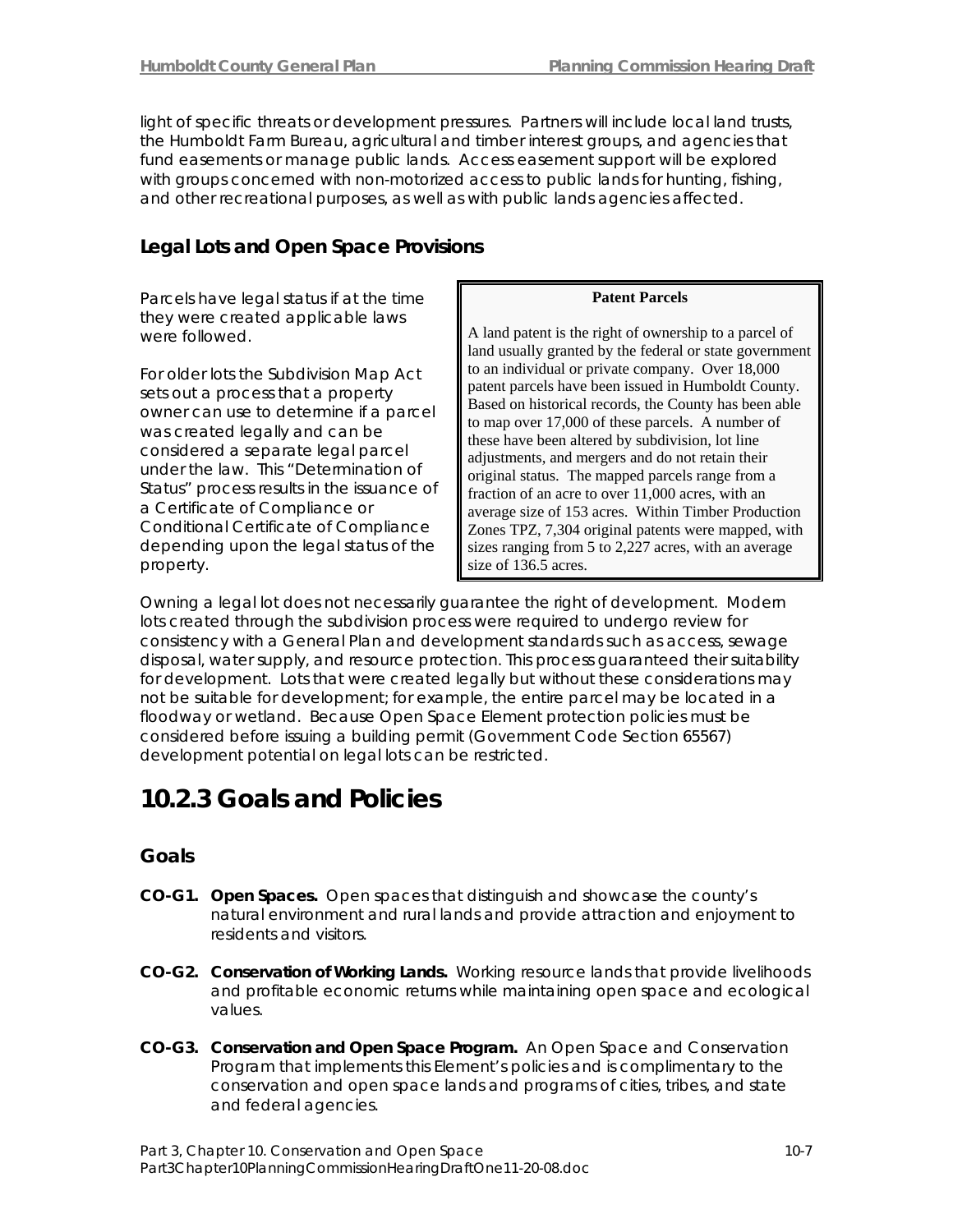light of specific threats or development pressures. Partners will include local land trusts, the Humboldt Farm Bureau, agricultural and timber interest groups, and agencies that fund easements or manage public lands. Access easement support will be explored with groups concerned with non-motorized access to public lands for hunting, fishing, and other recreational purposes, as well as with public lands agencies affected.

### Legal Lots and Open Space Provisions

Parcels have legal status if at the time they were created applicable laws were followed.

For older lots the Subdivision Map Act sets out a process that a property owner can use to determine if a parcel was created legally and can be considered a separate legal parcel under the law. This "Determination of Status" process results in the issuance of a Certificate of Compliance or Conditional Certificate of Compliance depending upon the legal status of the property.

> **Patent Parcels**
>
> A land patent is the right of ownership to a parcel of land usually granted by the federal or state government to an individual or private company. Over 18,000 patent parcels have been issued in Humboldt County. Based on historical records, the County has been able to map over 17,000 of these parcels. A number of these have been altered by subdivision, lot line adjustments, and mergers and do not retain their original status. The mapped parcels range from a fraction of an acre to over 11,000 acres, with an average size of 153 acres. Within Timber Production Zones TPZ, 7,304 original patents were mapped, with sizes ranging from 5 to 2,227 acres, with an average size of 136.5 acres.

Owning a legal lot does not necessarily guarantee the right of development. Modern lots created through the subdivision process were required to undergo review for consistency with a General Plan and development standards such as access, sewage disposal, water supply, and resource protection. This process guaranteed their suitability for development. Lots that were created legally but without these considerations may not be suitable for development; for example, the entire parcel may be located in a floodway or wetland. Because Open Space Element protection policies must be considered before issuing a building permit (Government Code Section 65567) development potential on legal lots can be restricted.

## 10.2.3 Goals and Policies

### Goals

**CO-G1. Open Spaces.** Open spaces that distinguish and showcase the county's natural environment and rural lands and provide attraction and enjoyment to residents and visitors.

**CO-G2. Conservation of Working Lands.** Working resource lands that provide livelihoods and profitable economic returns while maintaining open space and ecological values.

**CO-G3. Conservation and Open Space Program.** An Open Space and Conservation Program that implements this Element's policies and is complimentary to the conservation and open space lands and programs of cities, tribes, and state and federal agencies.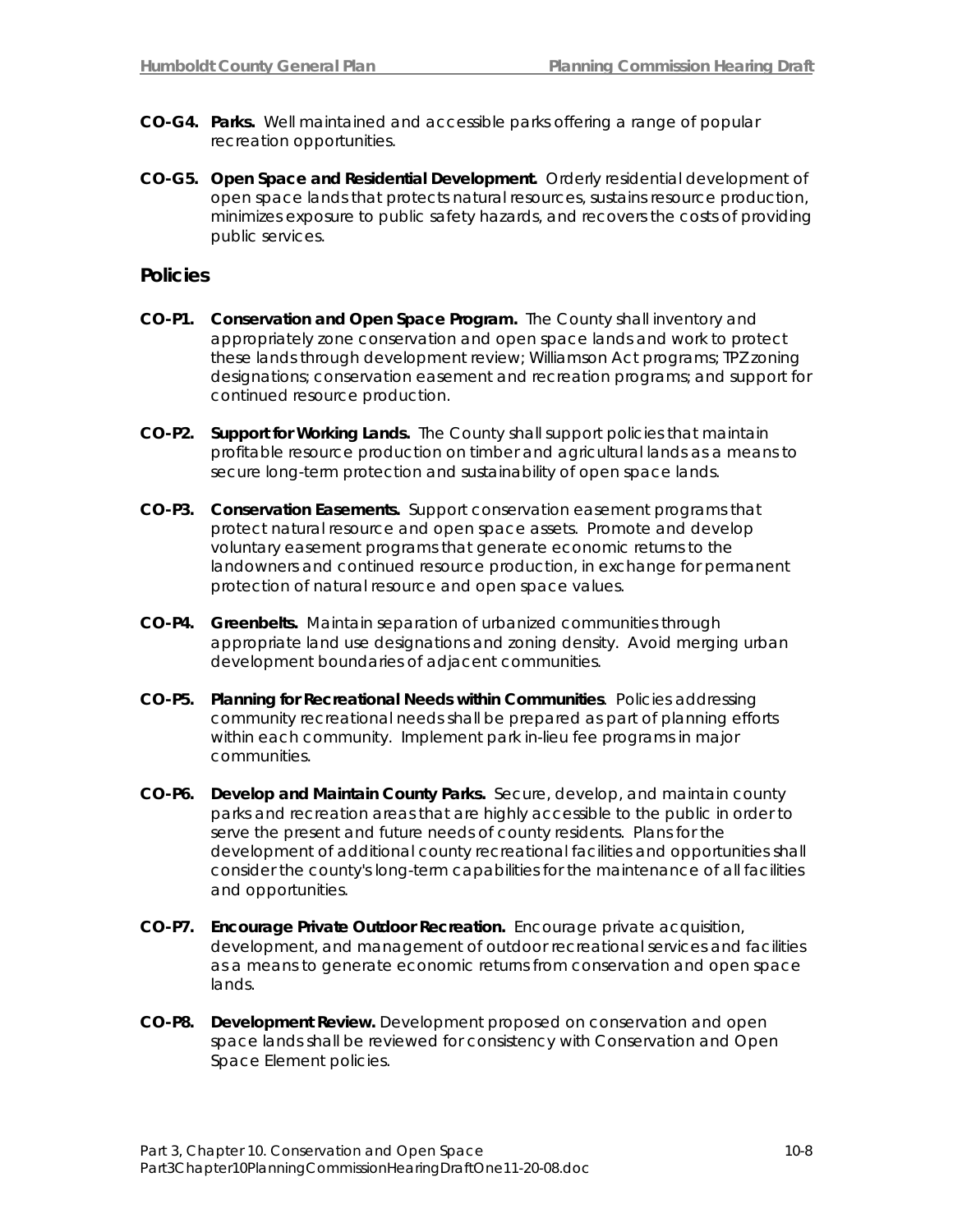**CO-G4. Parks.** Well maintained and accessible parks offering a range of popular recreation opportunities.

**CO-G5. Open Space and Residential Development.** Orderly residential development of open space lands that protects natural resources, sustains resource production, minimizes exposure to public safety hazards, and recovers the costs of providing public services.

## Policies

**CO-P1. Conservation and Open Space Program.** The County shall inventory and appropriately zone conservation and open space lands and work to protect these lands through development review; Williamson Act programs; TPZ zoning designations; conservation easement and recreation programs; and support for continued resource production.

**CO-P2. Support for Working Lands.** The County shall support policies that maintain profitable resource production on timber and agricultural lands as a means to secure long-term protection and sustainability of open space lands.

**CO-P3. Conservation Easements.** Support conservation easement programs that protect natural resource and open space assets. Promote and develop voluntary easement programs that generate economic returns to the landowners and continued resource production, in exchange for permanent protection of natural resource and open space values.

**CO-P4. Greenbelts.** Maintain separation of urbanized communities through appropriate land use designations and zoning density. Avoid merging urban development boundaries of adjacent communities.

**CO-P5. Planning for Recreational Needs within Communities**. Policies addressing community recreational needs shall be prepared as part of planning efforts within each community. Implement park in-lieu fee programs in major communities.

**CO-P6. Develop and Maintain County Parks.** Secure, develop, and maintain county parks and recreation areas that are highly accessible to the public in order to serve the present and future needs of county residents. Plans for the development of additional county recreational facilities and opportunities shall consider the county's long-term capabilities for the maintenance of all facilities and opportunities.

**CO-P7. Encourage Private Outdoor Recreation.** Encourage private acquisition, development, and management of outdoor recreational services and facilities as a means to generate economic returns from conservation and open space lands.

**CO-P8. Development Review.** Development proposed on conservation and open space lands shall be reviewed for consistency with Conservation and Open Space Element policies.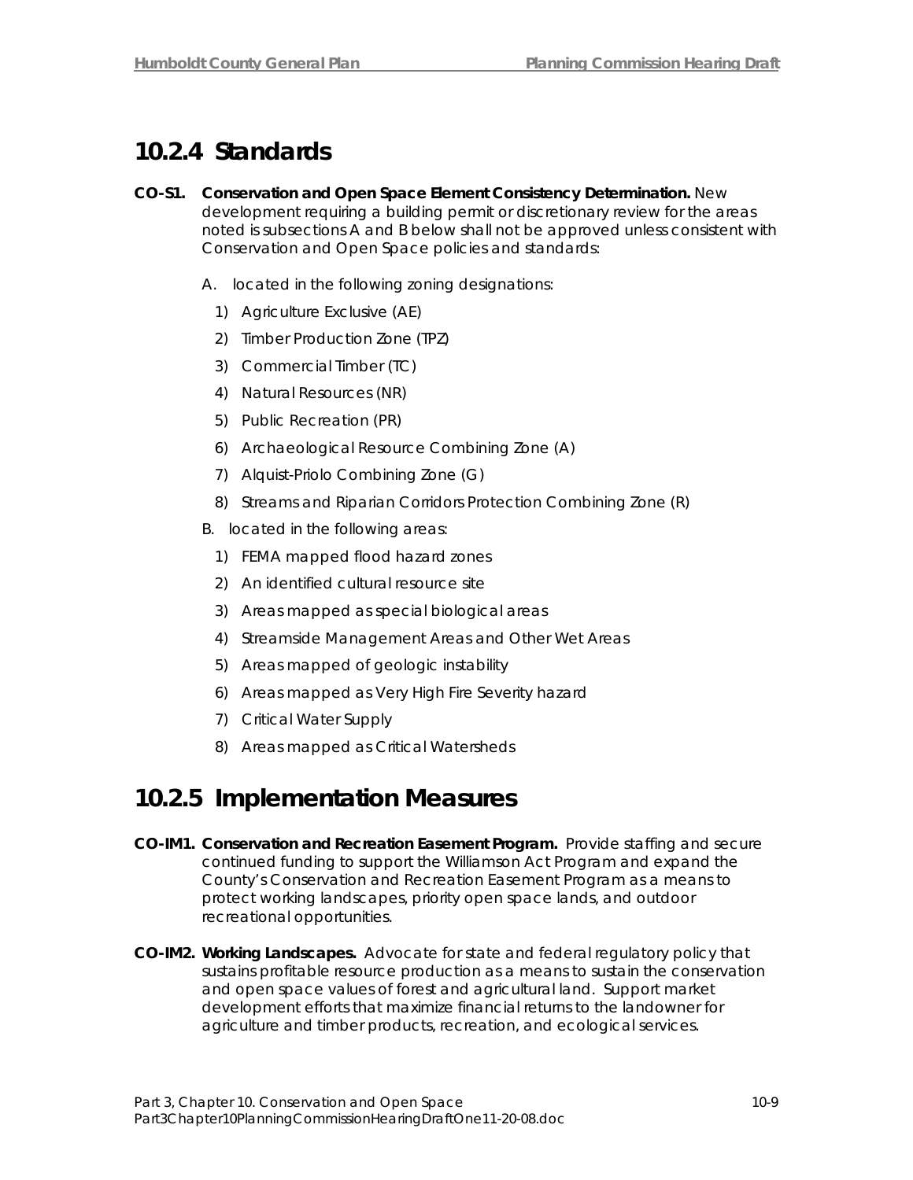## 10.2.4 Standards

**CO-S1. Conservation and Open Space Element Consistency Determination.** New development requiring a building permit or discretionary review for the areas noted is subsections A and B below shall not be approved unless consistent with Conservation and Open Space policies and standards:

A. located in the following zoning designations:

1) Agriculture Exclusive (AE)
2) Timber Production Zone (TPZ)
3) Commercial Timber (TC)
4) Natural Resources (NR)
5) Public Recreation (PR)
6) Archaeological Resource Combining Zone (A)
7) Alquist-Priolo Combining Zone (G)
8) Streams and Riparian Corridors Protection Combining Zone (R)

B. located in the following areas:

1) FEMA mapped flood hazard zones
2) An identified cultural resource site
3) Areas mapped as special biological areas
4) Streamside Management Areas and Other Wet Areas
5) Areas mapped of geologic instability
6) Areas mapped as Very High Fire Severity hazard
7) Critical Water Supply
8) Areas mapped as Critical Watersheds

## 10.2.5 Implementation Measures

**CO-IM1. Conservation and Recreation Easement Program.** Provide staffing and secure continued funding to support the Williamson Act Program and expand the County's Conservation and Recreation Easement Program as a means to protect working landscapes, priority open space lands, and outdoor recreational opportunities.

**CO-IM2. Working Landscapes.** Advocate for state and federal regulatory policy that sustains profitable resource production as a means to sustain the conservation and open space values of forest and agricultural land. Support market development efforts that maximize financial returns to the landowner for agriculture and timber products, recreation, and ecological services.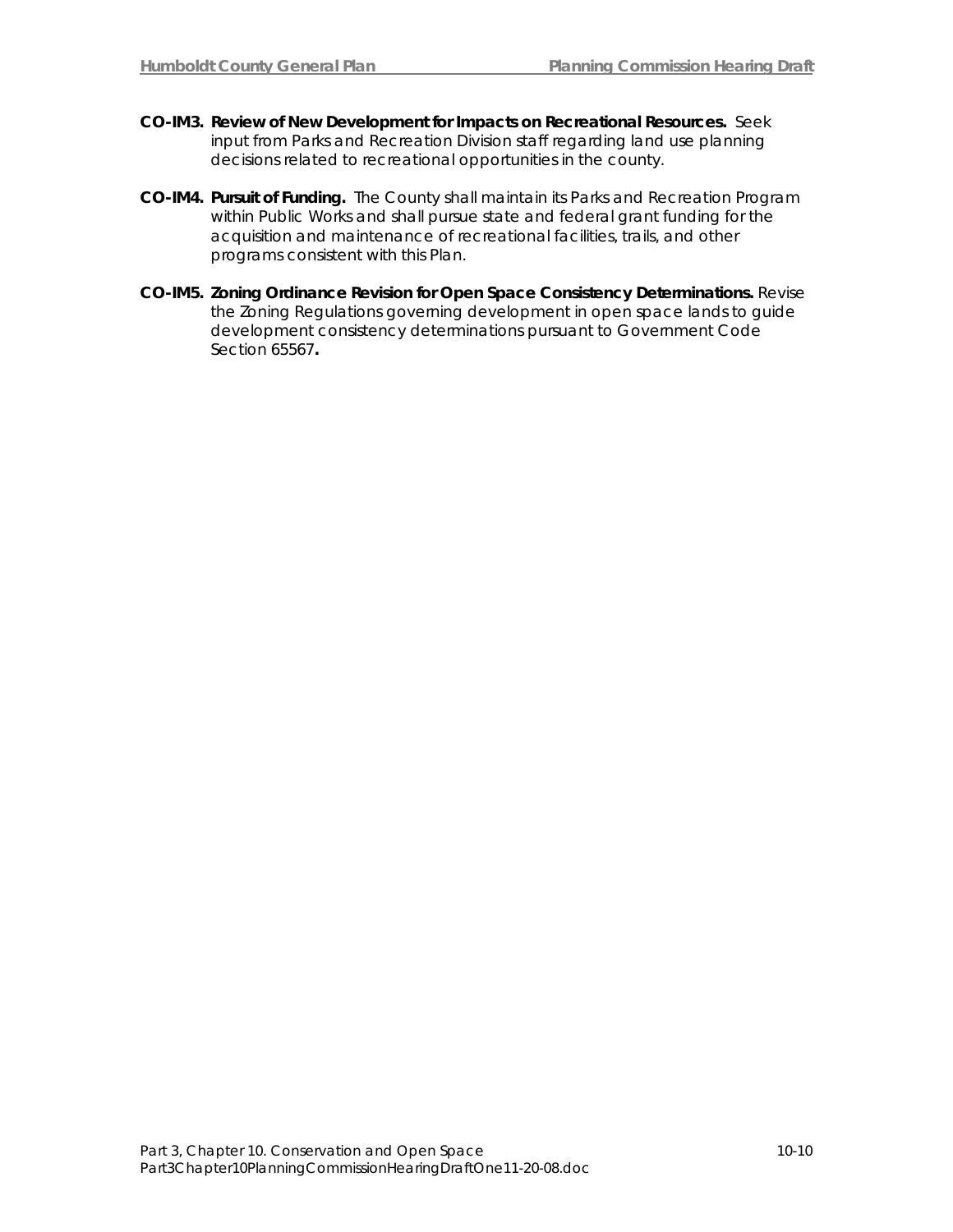**CO-IM3. Review of New Development for Impacts on Recreational Resources.** Seek input from Parks and Recreation Division staff regarding land use planning decisions related to recreational opportunities in the county.

**CO-IM4. Pursuit of Funding.** The County shall maintain its Parks and Recreation Program within Public Works and shall pursue state and federal grant funding for the acquisition and maintenance of recreational facilities, trails, and other programs consistent with this Plan.

**CO-IM5. Zoning Ordinance Revision for Open Space Consistency Determinations.** Revise the Zoning Regulations governing development in open space lands to guide development consistency determinations pursuant to Government Code Section 65567**.**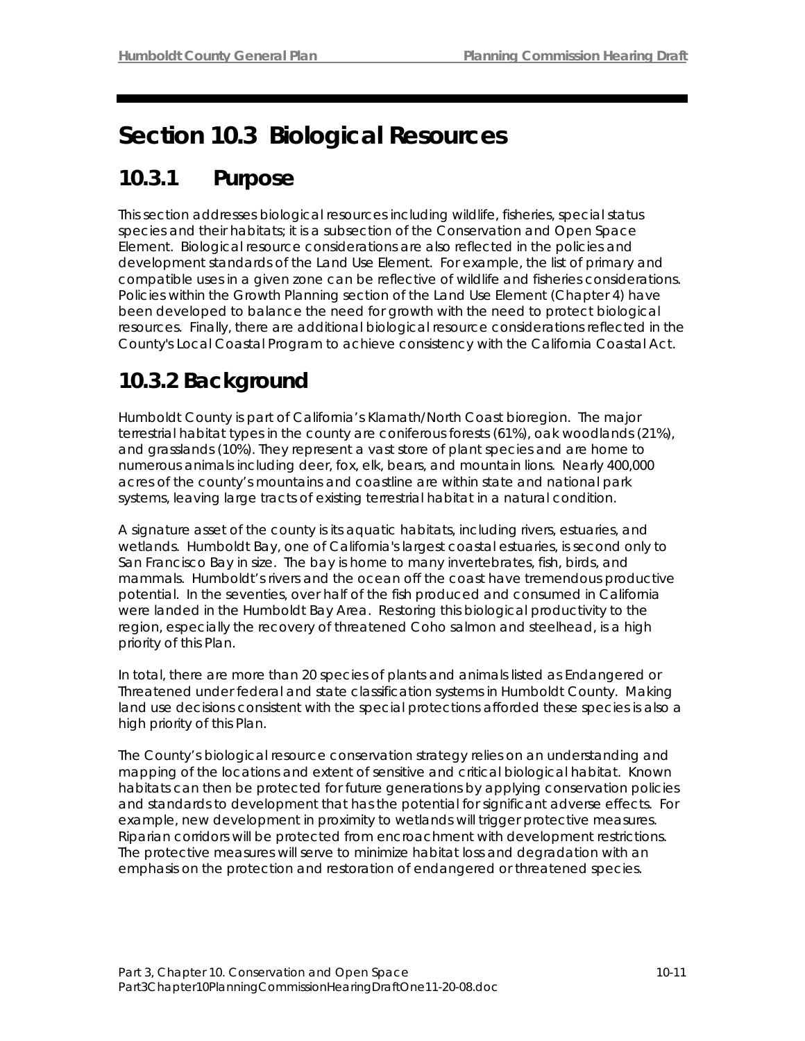# Section 10.3 Biological Resources

## 10.3.1 Purpose

This section addresses biological resources including wildlife, fisheries, special status species and their habitats; it is a subsection of the Conservation and Open Space Element. Biological resource considerations are also reflected in the policies and development standards of the Land Use Element. For example, the list of primary and compatible uses in a given zone can be reflective of wildlife and fisheries considerations. Policies within the Growth Planning section of the Land Use Element (Chapter 4) have been developed to balance the need for growth with the need to protect biological resources. Finally, there are additional biological resource considerations reflected in the County's Local Coastal Program to achieve consistency with the California Coastal Act.

## 10.3.2 Background

Humboldt County is part of California's Klamath/North Coast bioregion. The major terrestrial habitat types in the county are coniferous forests (61%), oak woodlands (21%), and grasslands (10%). They represent a vast store of plant species and are home to numerous animals including deer, fox, elk, bears, and mountain lions. Nearly 400,000 acres of the county's mountains and coastline are within state and national park systems, leaving large tracts of existing terrestrial habitat in a natural condition.

A signature asset of the county is its aquatic habitats, including rivers, estuaries, and wetlands. Humboldt Bay, one of California's largest coastal estuaries, is second only to San Francisco Bay in size. The bay is home to many invertebrates, fish, birds, and mammals. Humboldt's rivers and the ocean off the coast have tremendous productive potential. In the seventies, over half of the fish produced and consumed in California were landed in the Humboldt Bay Area. Restoring this biological productivity to the region, especially the recovery of threatened Coho salmon and steelhead, is a high priority of this Plan.

In total, there are more than 20 species of plants and animals listed as Endangered or Threatened under federal and state classification systems in Humboldt County. Making land use decisions consistent with the special protections afforded these species is also a high priority of this Plan.

The County's biological resource conservation strategy relies on an understanding and mapping of the locations and extent of sensitive and critical biological habitat. Known habitats can then be protected for future generations by applying conservation policies and standards to development that has the potential for significant adverse effects. For example, new development in proximity to wetlands will trigger protective measures. Riparian corridors will be protected from encroachment with development restrictions. The protective measures will serve to minimize habitat loss and degradation with an emphasis on the protection and restoration of endangered or threatened species.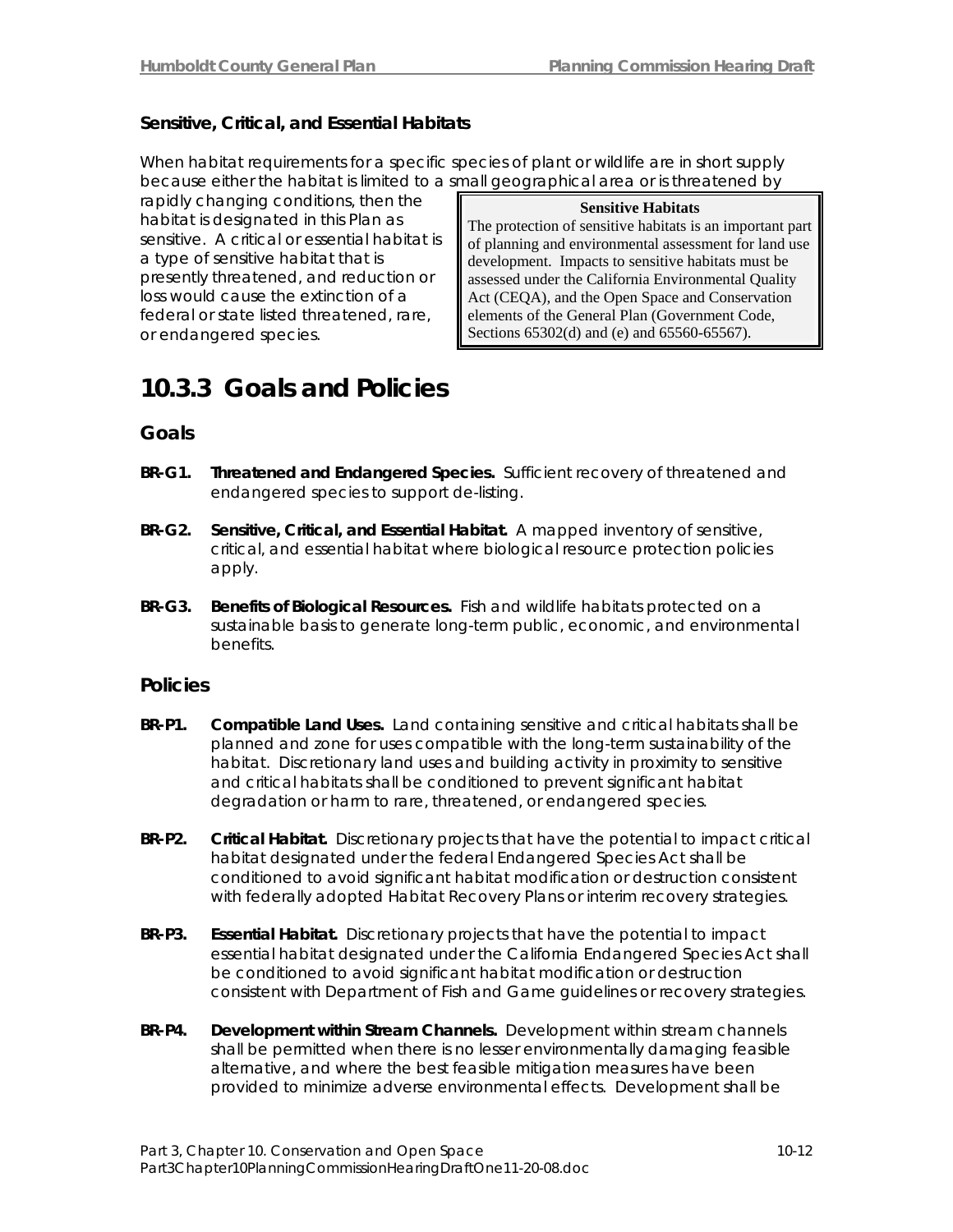### Sensitive, Critical, and Essential Habitats

When habitat requirements for a specific species of plant or wildlife are in short supply because either the habitat is limited to a small geographical area or is threatened by rapidly changing conditions, then the habitat is designated in this Plan as sensitive. A critical or essential habitat is a type of sensitive habitat that is presently threatened, and reduction or loss would cause the extinction of a federal or state listed threatened, rare, or endangered species.

> **Sensitive Habitats**
>
> The protection of sensitive habitats is an important part of planning and environmental assessment for land use development. Impacts to sensitive habitats must be assessed under the California Environmental Quality Act (CEQA), and the Open Space and Conservation elements of the General Plan (Government Code, Sections 65302(d) and (e) and 65560-65567).

## 10.3.3 Goals and Policies

### Goals

**BR-G1. Threatened and Endangered Species.** Sufficient recovery of threatened and endangered species to support de-listing.

**BR-G2. Sensitive, Critical, and Essential Habitat.** A mapped inventory of sensitive, critical, and essential habitat where biological resource protection policies apply.

**BR-G3. Benefits of Biological Resources.** Fish and wildlife habitats protected on a sustainable basis to generate long-term public, economic, and environmental benefits.

### Policies

**BR-P1. Compatible Land Uses.** Land containing sensitive and critical habitats shall be planned and zone for uses compatible with the long-term sustainability of the habitat. Discretionary land uses and building activity in proximity to sensitive and critical habitats shall be conditioned to prevent significant habitat degradation or harm to rare, threatened, or endangered species.

**BR-P2. Critical Habitat.** Discretionary projects that have the potential to impact critical habitat designated under the federal Endangered Species Act shall be conditioned to avoid significant habitat modification or destruction consistent with federally adopted Habitat Recovery Plans or interim recovery strategies.

**BR-P3. Essential Habitat.** Discretionary projects that have the potential to impact essential habitat designated under the California Endangered Species Act shall be conditioned to avoid significant habitat modification or destruction consistent with Department of Fish and Game guidelines or recovery strategies.

**BR-P4. Development within Stream Channels.** Development within stream channels shall be permitted when there is no lesser environmentally damaging feasible alternative, and where the best feasible mitigation measures have been provided to minimize adverse environmental effects. Development shall be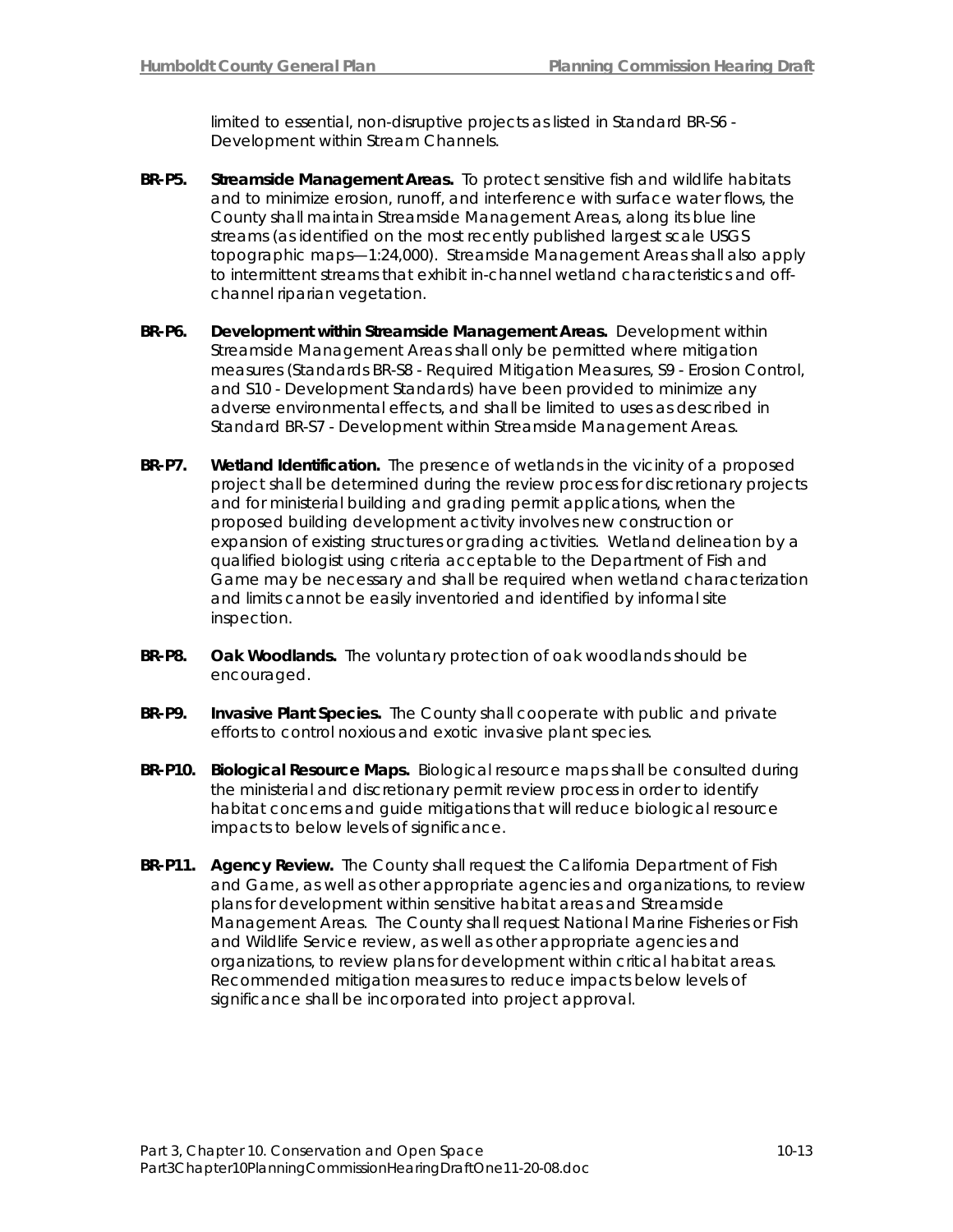limited to essential, non-disruptive projects as listed in Standard BR-S6 - Development within Stream Channels.

**BR-P5. Streamside Management Areas.** To protect sensitive fish and wildlife habitats and to minimize erosion, runoff, and interference with surface water flows, the County shall maintain Streamside Management Areas, along its blue line streams (as identified on the most recently published largest scale USGS topographic maps—1:24,000). Streamside Management Areas shall also apply to intermittent streams that exhibit in-channel wetland characteristics and off-channel riparian vegetation.

**BR-P6. Development within Streamside Management Areas.** Development within Streamside Management Areas shall only be permitted where mitigation measures (Standards BR-S8 - Required Mitigation Measures, S9 - Erosion Control, and S10 - Development Standards) have been provided to minimize any adverse environmental effects, and shall be limited to uses as described in Standard BR-S7 - Development within Streamside Management Areas.

**BR-P7. Wetland Identification.** The presence of wetlands in the vicinity of a proposed project shall be determined during the review process for discretionary projects and for ministerial building and grading permit applications, when the proposed building development activity involves new construction or expansion of existing structures or grading activities. Wetland delineation by a qualified biologist using criteria acceptable to the Department of Fish and Game may be necessary and shall be required when wetland characterization and limits cannot be easily inventoried and identified by informal site inspection.

**BR-P8. Oak Woodlands.** The voluntary protection of oak woodlands should be encouraged.

**BR-P9. Invasive Plant Species.** The County shall cooperate with public and private efforts to control noxious and exotic invasive plant species.

**BR-P10. Biological Resource Maps.** Biological resource maps shall be consulted during the ministerial and discretionary permit review process in order to identify habitat concerns and guide mitigations that will reduce biological resource impacts to below levels of significance.

**BR-P11. Agency Review.** The County shall request the California Department of Fish and Game, as well as other appropriate agencies and organizations, to review plans for development within sensitive habitat areas and Streamside Management Areas. The County shall request National Marine Fisheries or Fish and Wildlife Service review, as well as other appropriate agencies and organizations, to review plans for development within critical habitat areas. Recommended mitigation measures to reduce impacts below levels of significance shall be incorporated into project approval.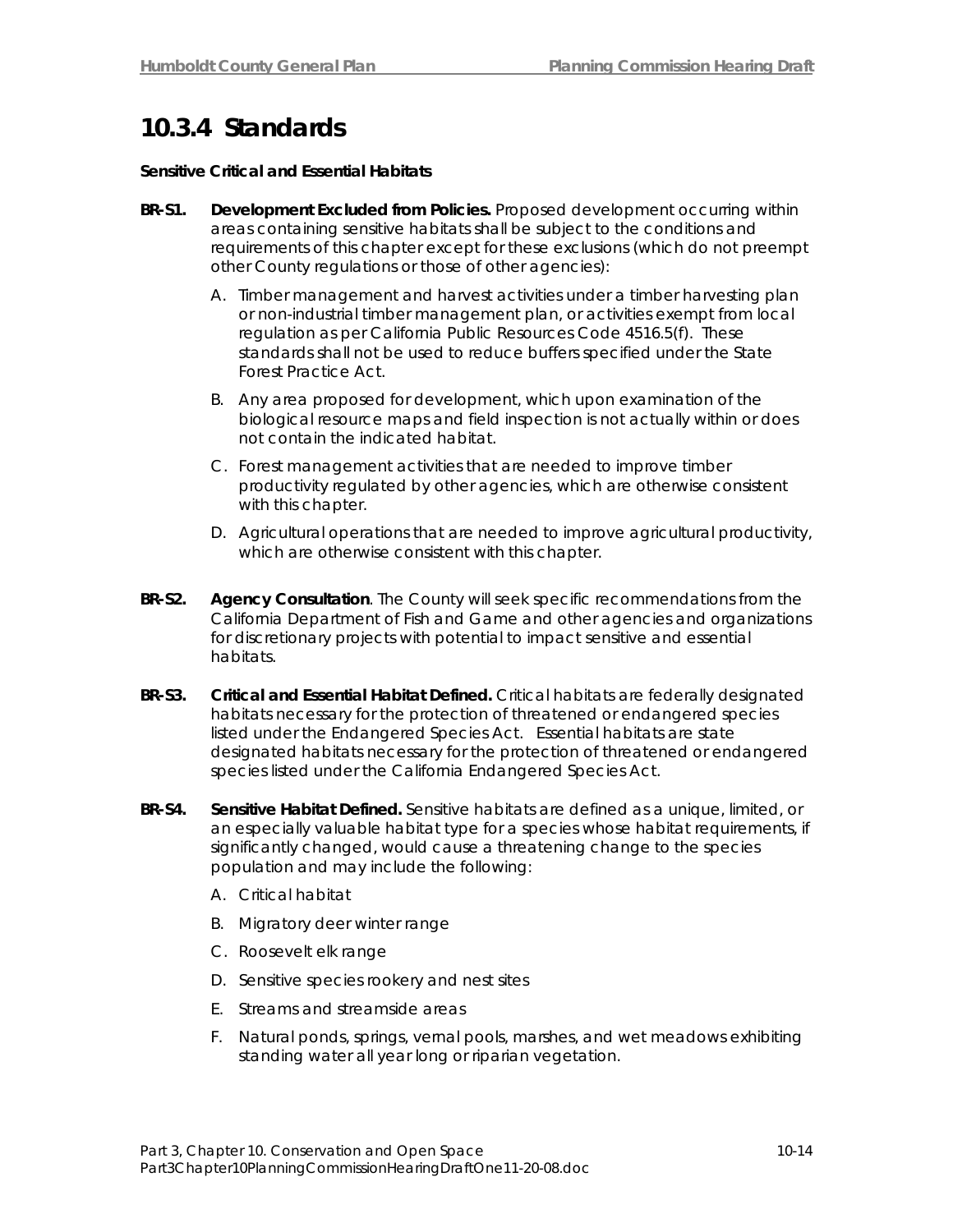# 10.3.4 Standards

**Sensitive Critical and Essential Habitats**

**BR-S1. Development Excluded from Policies.** Proposed development occurring within areas containing sensitive habitats shall be subject to the conditions and requirements of this chapter except for these exclusions (which do not preempt other County regulations or those of other agencies):

A. Timber management and harvest activities under a timber harvesting plan or non-industrial timber management plan, or activities exempt from local regulation as per California Public Resources Code 4516.5(f). These standards shall not be used to reduce buffers specified under the State Forest Practice Act.

B. Any area proposed for development, which upon examination of the biological resource maps and field inspection is not actually within or does not contain the indicated habitat.

C. Forest management activities that are needed to improve timber productivity regulated by other agencies, which are otherwise consistent with this chapter.

D. Agricultural operations that are needed to improve agricultural productivity, which are otherwise consistent with this chapter.

**BR-S2. Agency Consultation**. The County will seek specific recommendations from the California Department of Fish and Game and other agencies and organizations for discretionary projects with potential to impact sensitive and essential habitats.

**BR-S3. Critical and Essential Habitat Defined.** Critical habitats are federally designated habitats necessary for the protection of threatened or endangered species listed under the Endangered Species Act. Essential habitats are state designated habitats necessary for the protection of threatened or endangered species listed under the California Endangered Species Act.

**BR-S4. Sensitive Habitat Defined.** Sensitive habitats are defined as a unique, limited, or an especially valuable habitat type for a species whose habitat requirements, if significantly changed, would cause a threatening change to the species population and may include the following:

A. Critical habitat

B. Migratory deer winter range

C. Roosevelt elk range

D. Sensitive species rookery and nest sites

E. Streams and streamside areas

F. Natural ponds, springs, vernal pools, marshes, and wet meadows exhibiting standing water all year long or riparian vegetation.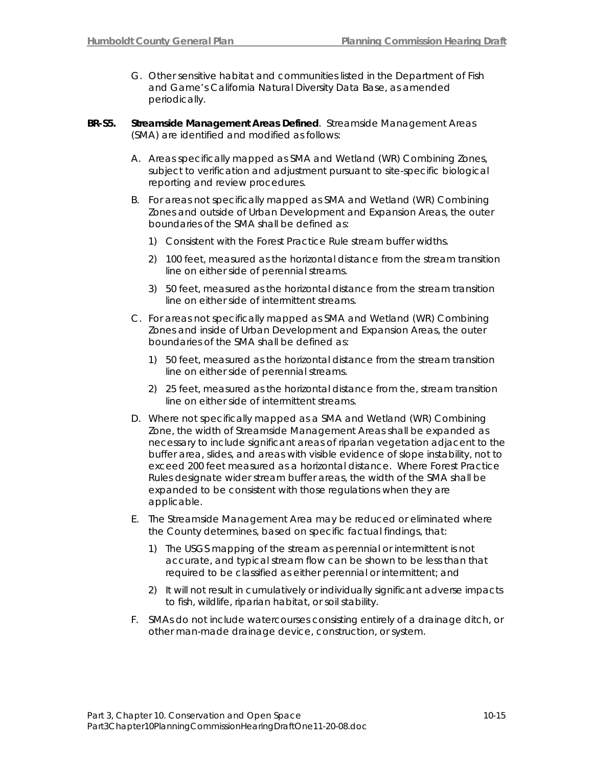G. Other sensitive habitat and communities listed in the Department of Fish and Game's California Natural Diversity Data Base, as amended periodically.

**BR-S5. Streamside Management Areas Defined**. Streamside Management Areas (SMA) are identified and modified as follows:

A. Areas specifically mapped as SMA and Wetland (WR) Combining Zones, subject to verification and adjustment pursuant to site-specific biological reporting and review procedures.

B. For areas not specifically mapped as SMA and Wetland (WR) Combining Zones and outside of Urban Development and Expansion Areas, the outer boundaries of the SMA shall be defined as:

1) Consistent with the Forest Practice Rule stream buffer widths.

2) 100 feet, measured as the horizontal distance from the stream transition line on either side of perennial streams.

3) 50 feet, measured as the horizontal distance from the stream transition line on either side of intermittent streams.

C. For areas not specifically mapped as SMA and Wetland (WR) Combining Zones and inside of Urban Development and Expansion Areas, the outer boundaries of the SMA shall be defined as:

1) 50 feet, measured as the horizontal distance from the stream transition line on either side of perennial streams.

2) 25 feet, measured as the horizontal distance from the, stream transition line on either side of intermittent streams.

D. Where not specifically mapped as a SMA and Wetland (WR) Combining Zone, the width of Streamside Management Areas shall be expanded as necessary to include significant areas of riparian vegetation adjacent to the buffer area, slides, and areas with visible evidence of slope instability, not to exceed 200 feet measured as a horizontal distance. Where Forest Practice Rules designate wider stream buffer areas, the width of the SMA shall be expanded to be consistent with those regulations when they are applicable.

E. The Streamside Management Area may be reduced or eliminated where the County determines, based on specific factual findings, that:

1) The USGS mapping of the stream as perennial or intermittent is not accurate, and typical stream flow can be shown to be less than that required to be classified as either perennial or intermittent; and

2) It will not result in cumulatively or individually significant adverse impacts to fish, wildlife, riparian habitat, or soil stability.

F. SMAs do not include watercourses consisting entirely of a drainage ditch, or other man-made drainage device, construction, or system.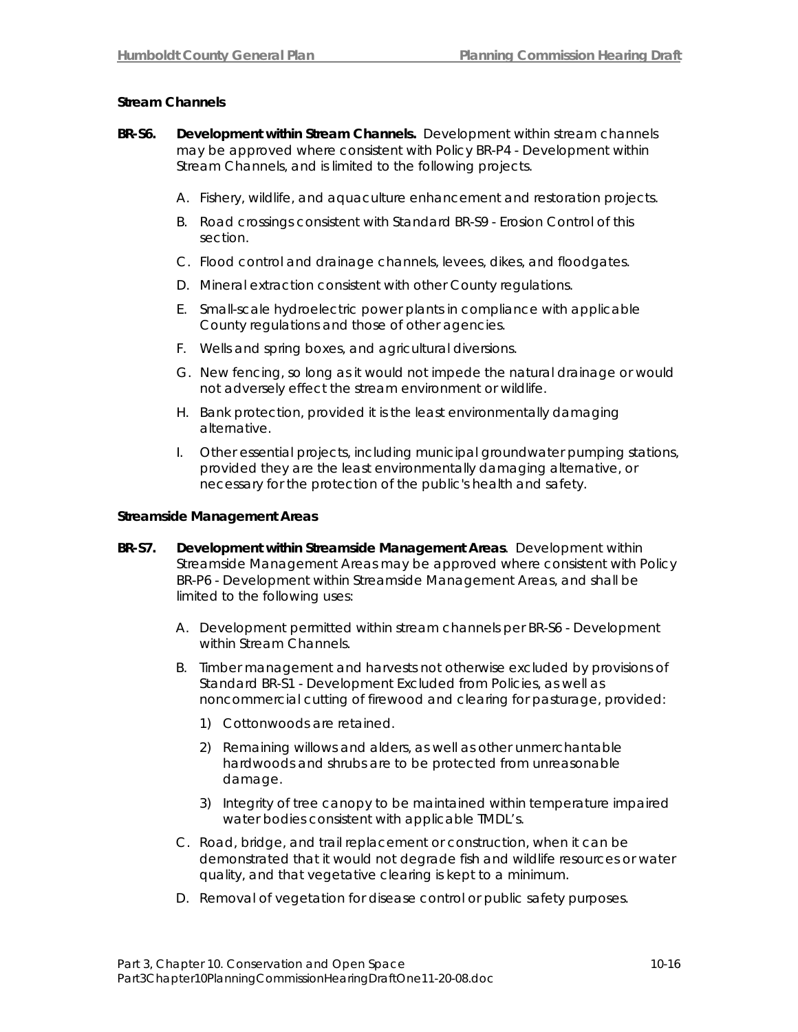### Stream Channels

**BR-S6. Development within Stream Channels.** Development within stream channels may be approved where consistent with Policy BR-P4 - Development within Stream Channels, and is limited to the following projects.

A. Fishery, wildlife, and aquaculture enhancement and restoration projects.

B. Road crossings consistent with Standard BR-S9 - Erosion Control of this section.

C. Flood control and drainage channels, levees, dikes, and floodgates.

D. Mineral extraction consistent with other County regulations.

E. Small-scale hydroelectric power plants in compliance with applicable County regulations and those of other agencies.

F. Wells and spring boxes, and agricultural diversions.

G. New fencing, so long as it would not impede the natural drainage or would not adversely effect the stream environment or wildlife.

H. Bank protection, provided it is the least environmentally damaging alternative.

I. Other essential projects, including municipal groundwater pumping stations, provided they are the least environmentally damaging alternative, or necessary for the protection of the public's health and safety.

### Streamside Management Areas

**BR-S7. Development within Streamside Management Areas**. Development within Streamside Management Areas may be approved where consistent with Policy BR-P6 - Development within Streamside Management Areas, and shall be limited to the following uses:

A. Development permitted within stream channels per BR-S6 - Development within Stream Channels.

B. Timber management and harvests not otherwise excluded by provisions of Standard BR-S1 - Development Excluded from Policies, as well as noncommercial cutting of firewood and clearing for pasturage, provided:

   1) Cottonwoods are retained.

   2) Remaining willows and alders, as well as other unmerchantable hardwoods and shrubs are to be protected from unreasonable damage.

   3) Integrity of tree canopy to be maintained within temperature impaired water bodies consistent with applicable TMDL's.

C. Road, bridge, and trail replacement or construction, when it can be demonstrated that it would not degrade fish and wildlife resources or water quality, and that vegetative clearing is kept to a minimum.

D. Removal of vegetation for disease control or public safety purposes.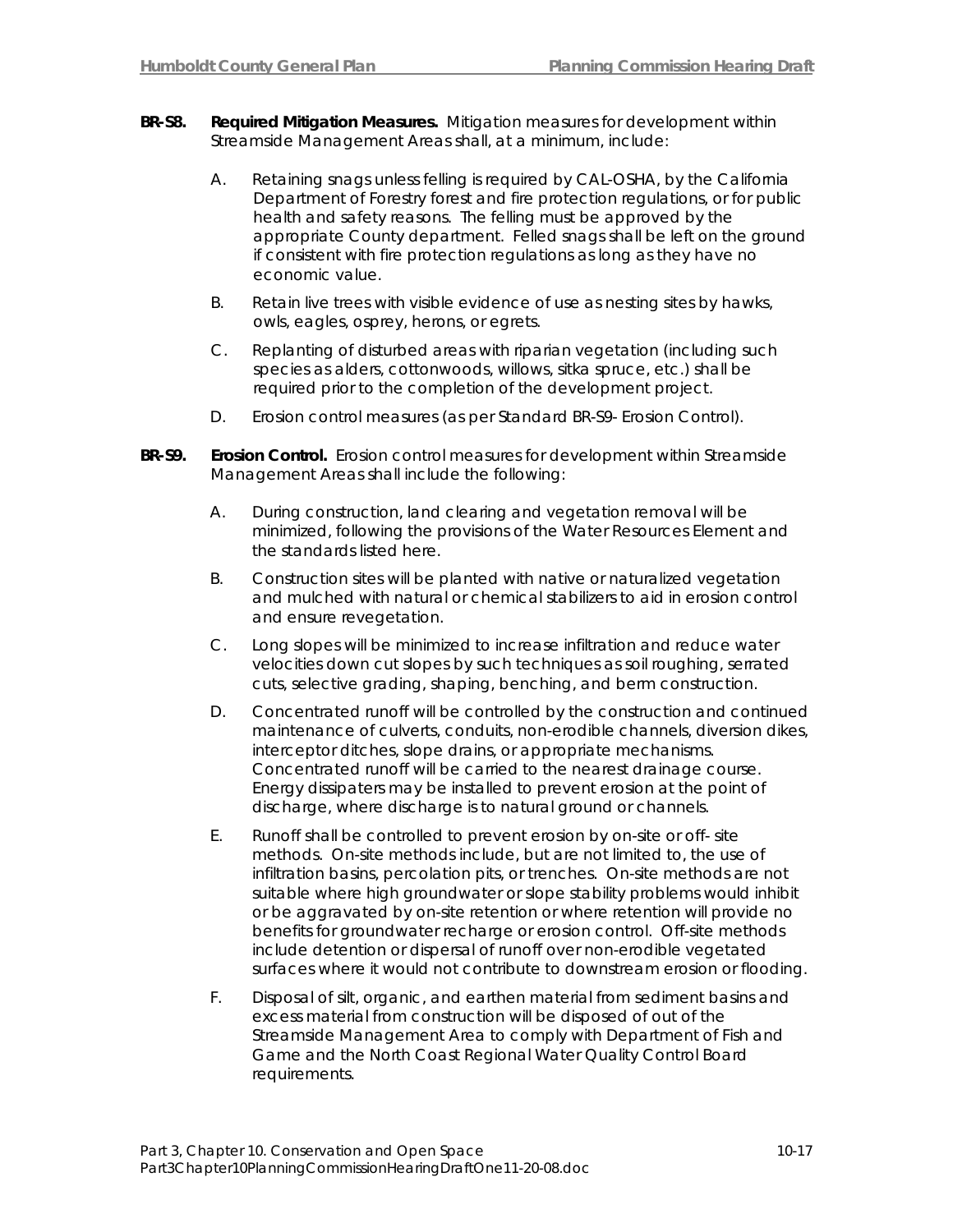**BR-S8. Required Mitigation Measures.** Mitigation measures for development within Streamside Management Areas shall, at a minimum, include:

A. Retaining snags unless felling is required by CAL-OSHA, by the California Department of Forestry forest and fire protection regulations, or for public health and safety reasons. The felling must be approved by the appropriate County department. Felled snags shall be left on the ground if consistent with fire protection regulations as long as they have no economic value.

B. Retain live trees with visible evidence of use as nesting sites by hawks, owls, eagles, osprey, herons, or egrets.

C. Replanting of disturbed areas with riparian vegetation (including such species as alders, cottonwoods, willows, sitka spruce, etc.) shall be required prior to the completion of the development project.

D. Erosion control measures (as per Standard BR-S9- Erosion Control).

**BR-S9. Erosion Control.** Erosion control measures for development within Streamside Management Areas shall include the following:

A. During construction, land clearing and vegetation removal will be minimized, following the provisions of the Water Resources Element and the standards listed here.

B. Construction sites will be planted with native or naturalized vegetation and mulched with natural or chemical stabilizers to aid in erosion control and ensure revegetation.

C. Long slopes will be minimized to increase infiltration and reduce water velocities down cut slopes by such techniques as soil roughing, serrated cuts, selective grading, shaping, benching, and berm construction.

D. Concentrated runoff will be controlled by the construction and continued maintenance of culverts, conduits, non-erodible channels, diversion dikes, interceptor ditches, slope drains, or appropriate mechanisms. Concentrated runoff will be carried to the nearest drainage course. Energy dissipaters may be installed to prevent erosion at the point of discharge, where discharge is to natural ground or channels.

E. Runoff shall be controlled to prevent erosion by on-site or off- site methods. On-site methods include, but are not limited to, the use of infiltration basins, percolation pits, or trenches. On-site methods are not suitable where high groundwater or slope stability problems would inhibit or be aggravated by on-site retention or where retention will provide no benefits for groundwater recharge or erosion control. Off-site methods include detention or dispersal of runoff over non-erodible vegetated surfaces where it would not contribute to downstream erosion or flooding.

F. Disposal of silt, organic, and earthen material from sediment basins and excess material from construction will be disposed of out of the Streamside Management Area to comply with Department of Fish and Game and the North Coast Regional Water Quality Control Board requirements.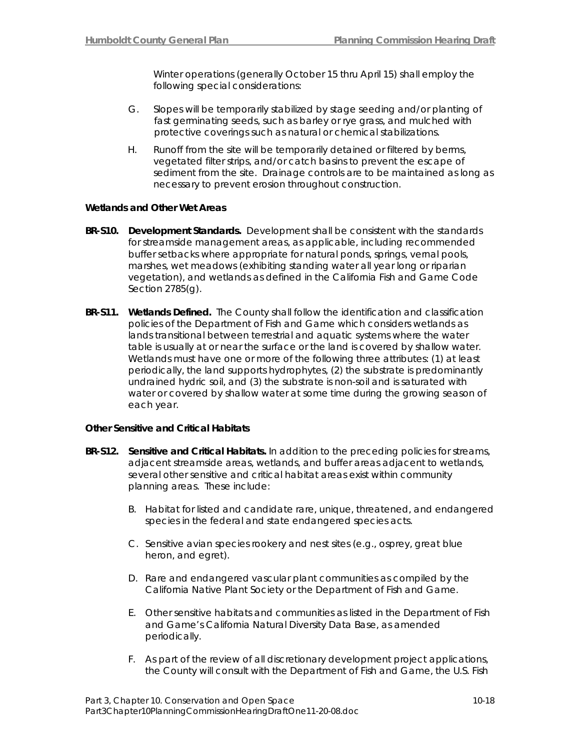Winter operations (generally October 15 thru April 15) shall employ the following special considerations:

G. Slopes will be temporarily stabilized by stage seeding and/or planting of fast germinating seeds, such as barley or rye grass, and mulched with protective coverings such as natural or chemical stabilizations.

H. Runoff from the site will be temporarily detained or filtered by berms, vegetated filter strips, and/or catch basins to prevent the escape of sediment from the site. Drainage controls are to be maintained as long as necessary to prevent erosion throughout construction.

**Wetlands and Other Wet Areas**

**BR-S10. Development Standards.** Development shall be consistent with the standards for streamside management areas, as applicable, including recommended buffer setbacks where appropriate for natural ponds, springs, vernal pools, marshes, wet meadows (exhibiting standing water all year long or riparian vegetation), and wetlands as defined in the California Fish and Game Code Section 2785(g).

**BR-S11. Wetlands Defined.** The County shall follow the identification and classification policies of the Department of Fish and Game which considers wetlands as lands transitional between terrestrial and aquatic systems where the water table is usually at or near the surface or the land is covered by shallow water. Wetlands must have one or more of the following three attributes: (1) at least periodically, the land supports hydrophytes, (2) the substrate is predominantly undrained hydric soil, and (3) the substrate is non-soil and is saturated with water or covered by shallow water at some time during the growing season of each year.

**Other Sensitive and Critical Habitats**

**BR-S12. Sensitive and Critical Habitats.** In addition to the preceding policies for streams, adjacent streamside areas, wetlands, and buffer areas adjacent to wetlands, several other sensitive and critical habitat areas exist within community planning areas. These include:

B. Habitat for listed and candidate rare, unique, threatened, and endangered species in the federal and state endangered species acts.

C. Sensitive avian species rookery and nest sites (e.g., osprey, great blue heron, and egret).

D. Rare and endangered vascular plant communities as compiled by the California Native Plant Society or the Department of Fish and Game.

E. Other sensitive habitats and communities as listed in the Department of Fish and Game's California Natural Diversity Data Base, as amended periodically.

F. As part of the review of all discretionary development project applications, the County will consult with the Department of Fish and Game, the U.S. Fish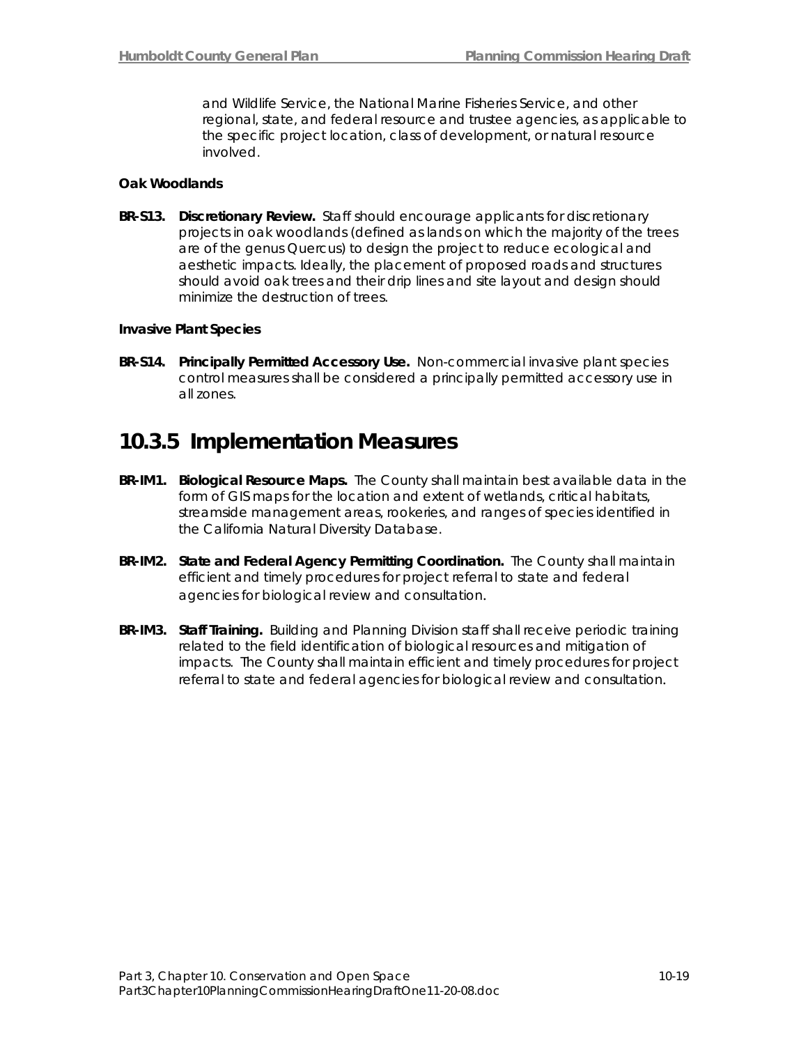and Wildlife Service, the National Marine Fisheries Service, and other regional, state, and federal resource and trustee agencies, as applicable to the specific project location, class of development, or natural resource involved.

**Oak Woodlands**

**BR-S13. Discretionary Review.** Staff should encourage applicants for discretionary projects in oak woodlands (defined as lands on which the majority of the trees are of the genus Quercus) to design the project to reduce ecological and aesthetic impacts. Ideally, the placement of proposed roads and structures should avoid oak trees and their drip lines and site layout and design should minimize the destruction of trees.

**Invasive Plant Species**

**BR-S14. Principally Permitted Accessory Use.** Non-commercial invasive plant species control measures shall be considered a principally permitted accessory use in all zones.

## 10.3.5 Implementation Measures

**BR-IM1. Biological Resource Maps.** The County shall maintain best available data in the form of GIS maps for the location and extent of wetlands, critical habitats, streamside management areas, rookeries, and ranges of species identified in the California Natural Diversity Database.

**BR-IM2. State and Federal Agency Permitting Coordination.** The County shall maintain efficient and timely procedures for project referral to state and federal agencies for biological review and consultation.

**BR-IM3. Staff Training.** Building and Planning Division staff shall receive periodic training related to the field identification of biological resources and mitigation of impacts. The County shall maintain efficient and timely procedures for project referral to state and federal agencies for biological review and consultation.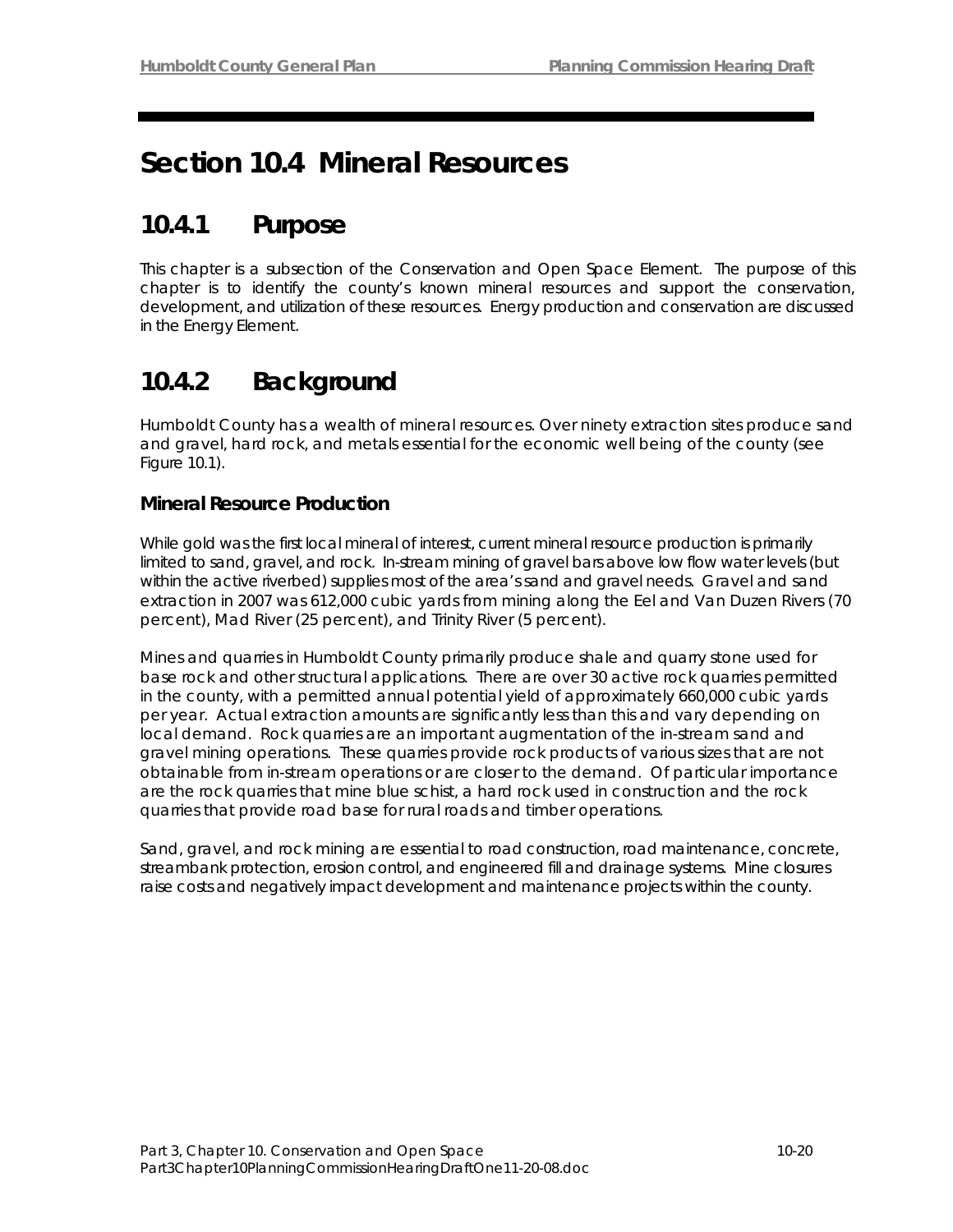# Section 10.4 Mineral Resources

## 10.4.1 Purpose

This chapter is a subsection of the Conservation and Open Space Element. The purpose of this chapter is to identify the county's known mineral resources and support the conservation, development, and utilization of these resources. Energy production and conservation are discussed in the Energy Element.

## 10.4.2 Background

Humboldt County has a wealth of mineral resources. Over ninety extraction sites produce sand and gravel, hard rock, and metals essential for the economic well being of the county (see Figure 10.1).

### Mineral Resource Production

While gold was the first local mineral of interest, current mineral resource production is primarily limited to sand, gravel, and rock. In-stream mining of gravel bars above low flow water levels (but within the active riverbed) supplies most of the area's sand and gravel needs. Gravel and sand extraction in 2007 was 612,000 cubic yards from mining along the Eel and Van Duzen Rivers (70 percent), Mad River (25 percent), and Trinity River (5 percent).

Mines and quarries in Humboldt County primarily produce shale and quarry stone used for base rock and other structural applications. There are over 30 active rock quarries permitted in the county, with a permitted annual potential yield of approximately 660,000 cubic yards per year. Actual extraction amounts are significantly less than this and vary depending on local demand. Rock quarries are an important augmentation of the in-stream sand and gravel mining operations. These quarries provide rock products of various sizes that are not obtainable from in-stream operations or are closer to the demand. Of particular importance are the rock quarries that mine blue schist, a hard rock used in construction and the rock quarries that provide road base for rural roads and timber operations.

Sand, gravel, and rock mining are essential to road construction, road maintenance, concrete, streambank protection, erosion control, and engineered fill and drainage systems. Mine closures raise costs and negatively impact development and maintenance projects within the county.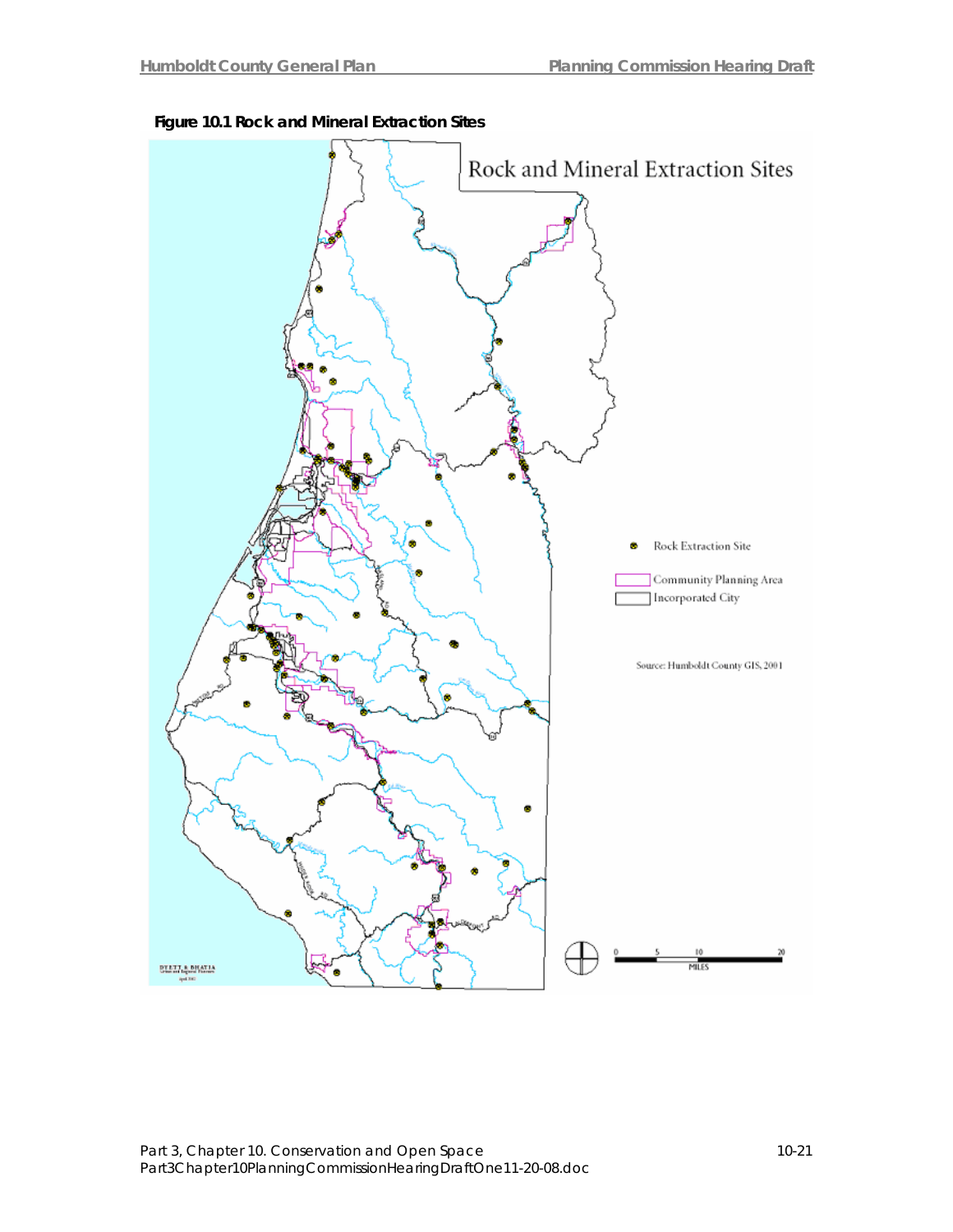**Figure 10.1 Rock and Mineral Extraction Sites**

Rock and Mineral Extraction Sites

Rock Extraction Site

Community Planning Area

Incorporated City

Source: Humboldt County GIS, 2001

0 5 10 20

MILES

DYETT & BHATIA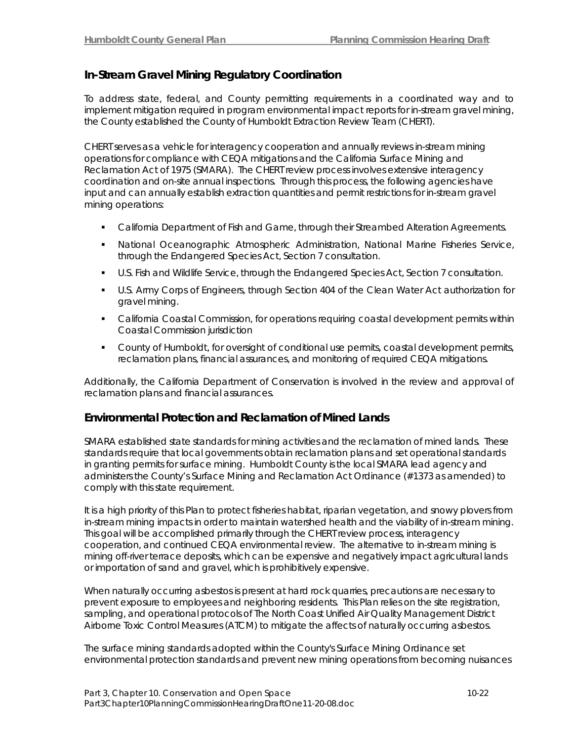## In-Stream Gravel Mining Regulatory Coordination

To address state, federal, and County permitting requirements in a coordinated way and to implement mitigation required in program environmental impact reports for in-stream gravel mining, the County established the County of Humboldt Extraction Review Team (CHERT).

CHERT serves as a vehicle for interagency cooperation and annually reviews in-stream mining operations for compliance with CEQA mitigations and the California Surface Mining and Reclamation Act of 1975 (SMARA). The CHERT review process involves extensive interagency coordination and on-site annual inspections. Through this process, the following agencies have input and can annually establish extraction quantities and permit restrictions for in-stream gravel mining operations:

- California Department of Fish and Game, through their Streambed Alteration Agreements.
- National Oceanographic Atmospheric Administration, National Marine Fisheries Service, through the Endangered Species Act, Section 7 consultation.
- U.S. Fish and Wildlife Service, through the Endangered Species Act, Section 7 consultation.
- U.S. Army Corps of Engineers, through Section 404 of the Clean Water Act authorization for gravel mining.
- California Coastal Commission, for operations requiring coastal development permits within Coastal Commission jurisdiction
- County of Humboldt, for oversight of conditional use permits, coastal development permits, reclamation plans, financial assurances, and monitoring of required CEQA mitigations.

Additionally, the California Department of Conservation is involved in the review and approval of reclamation plans and financial assurances.

## Environmental Protection and Reclamation of Mined Lands

SMARA established state standards for mining activities and the reclamation of mined lands. These standards require that local governments obtain reclamation plans and set operational standards in granting permits for surface mining. Humboldt County is the local SMARA lead agency and administers the County's Surface Mining and Reclamation Act Ordinance (#1373 as amended) to comply with this state requirement.

It is a high priority of this Plan to protect fisheries habitat, riparian vegetation, and snowy plovers from in-stream mining impacts in order to maintain watershed health and the viability of in-stream mining. This goal will be accomplished primarily through the CHERT review process, interagency cooperation, and continued CEQA environmental review. The alternative to in-stream mining is mining off-river terrace deposits, which can be expensive and negatively impact agricultural lands or importation of sand and gravel, which is prohibitively expensive.

When naturally occurring asbestos is present at hard rock quarries, precautions are necessary to prevent exposure to employees and neighboring residents. This Plan relies on the site registration, sampling, and operational protocols of The North Coast Unified Air Quality Management District Airborne Toxic Control Measures (ATCM) to mitigate the affects of naturally occurring asbestos.

The surface mining standards adopted within the County's Surface Mining Ordinance set environmental protection standards and prevent new mining operations from becoming nuisances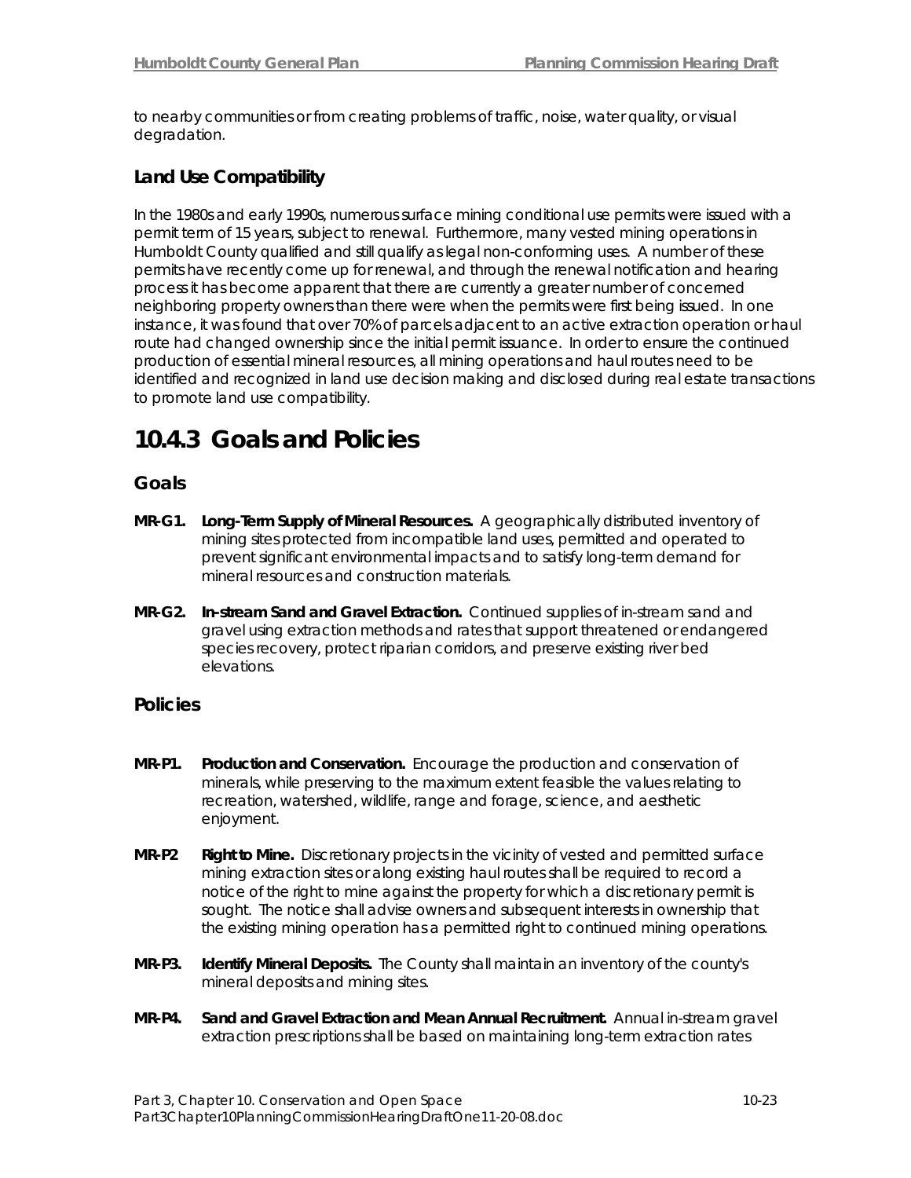to nearby communities or from creating problems of traffic, noise, water quality, or visual degradation.

### Land Use Compatibility

In the 1980s and early 1990s, numerous surface mining conditional use permits were issued with a permit term of 15 years, subject to renewal. Furthermore, many vested mining operations in Humboldt County qualified and still qualify as legal non-conforming uses. A number of these permits have recently come up for renewal, and through the renewal notification and hearing process it has become apparent that there are currently a greater number of concerned neighboring property owners than there were when the permits were first being issued. In one instance, it was found that over 70% of parcels adjacent to an active extraction operation or haul route had changed ownership since the initial permit issuance. In order to ensure the continued production of essential mineral resources, all mining operations and haul routes need to be identified and recognized in land use decision making and disclosed during real estate transactions to promote land use compatibility.

## 10.4.3 Goals and Policies

### Goals

**MR-G1. Long-Term Supply of Mineral Resources.** A geographically distributed inventory of mining sites protected from incompatible land uses, permitted and operated to prevent significant environmental impacts and to satisfy long-term demand for mineral resources and construction materials.

**MR-G2. In-stream Sand and Gravel Extraction.** Continued supplies of in-stream sand and gravel using extraction methods and rates that support threatened or endangered species recovery, protect riparian corridors, and preserve existing river bed elevations.

### Policies

**MR-P1. Production and Conservation.** Encourage the production and conservation of minerals, while preserving to the maximum extent feasible the values relating to recreation, watershed, wildlife, range and forage, science, and aesthetic enjoyment.

**MR-P2 Right to Mine.** Discretionary projects in the vicinity of vested and permitted surface mining extraction sites or along existing haul routes shall be required to record a notice of the right to mine against the property for which a discretionary permit is sought. The notice shall advise owners and subsequent interests in ownership that the existing mining operation has a permitted right to continued mining operations.

**MR-P3. Identify Mineral Deposits.** The County shall maintain an inventory of the county's mineral deposits and mining sites.

**MR-P4. Sand and Gravel Extraction and Mean Annual Recruitment.** Annual in-stream gravel extraction prescriptions shall be based on maintaining long-term extraction rates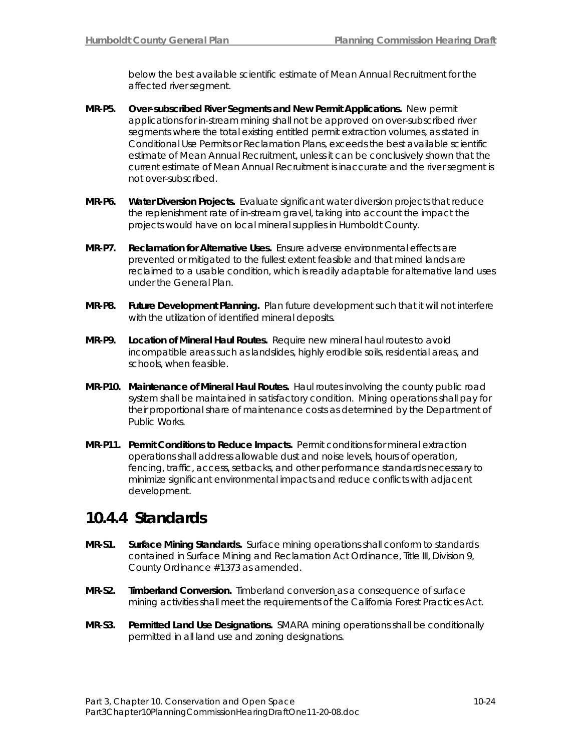below the best available scientific estimate of Mean Annual Recruitment for the affected river segment.

**MR-P5. Over-subscribed River Segments and New Permit Applications.** New permit applications for in-stream mining shall not be approved on over-subscribed river segments where the total existing entitled permit extraction volumes, as stated in Conditional Use Permits or Reclamation Plans, exceeds the best available scientific estimate of Mean Annual Recruitment, unless it can be conclusively shown that the current estimate of Mean Annual Recruitment is inaccurate and the river segment is not over-subscribed.

**MR-P6. Water Diversion Projects.** Evaluate significant water diversion projects that reduce the replenishment rate of in-stream gravel, taking into account the impact the projects would have on local mineral supplies in Humboldt County.

**MR-P7. Reclamation for Alternative Uses.** Ensure adverse environmental effects are prevented or mitigated to the fullest extent feasible and that mined lands are reclaimed to a usable condition, which is readily adaptable for alternative land uses under the General Plan.

**MR-P8. Future Development Planning.** Plan future development such that it will not interfere with the utilization of identified mineral deposits.

**MR-P9. Location of Mineral Haul Routes.** Require new mineral haul routes to avoid incompatible areas such as landslides, highly erodible soils, residential areas, and schools, when feasible.

**MR-P10. Maintenance of Mineral Haul Routes.** Haul routes involving the county public road system shall be maintained in satisfactory condition. Mining operations shall pay for their proportional share of maintenance costs as determined by the Department of Public Works.

**MR-P11. Permit Conditions to Reduce Impacts.** Permit conditions for mineral extraction operations shall address allowable dust and noise levels, hours of operation, fencing, traffic, access, setbacks, and other performance standards necessary to minimize significant environmental impacts and reduce conflicts with adjacent development.

## 10.4.4 Standards

**MR-S1. Surface Mining Standards.** Surface mining operations shall conform to standards contained in Surface Mining and Reclamation Act Ordinance, Title III, Division 9, County Ordinance #1373 as amended.

**MR-S2. Timberland Conversion.** Timberland conversion as a consequence of surface mining activities shall meet the requirements of the California Forest Practices Act.

**MR-S3. Permitted Land Use Designations.** SMARA mining operations shall be conditionally permitted in all land use and zoning designations.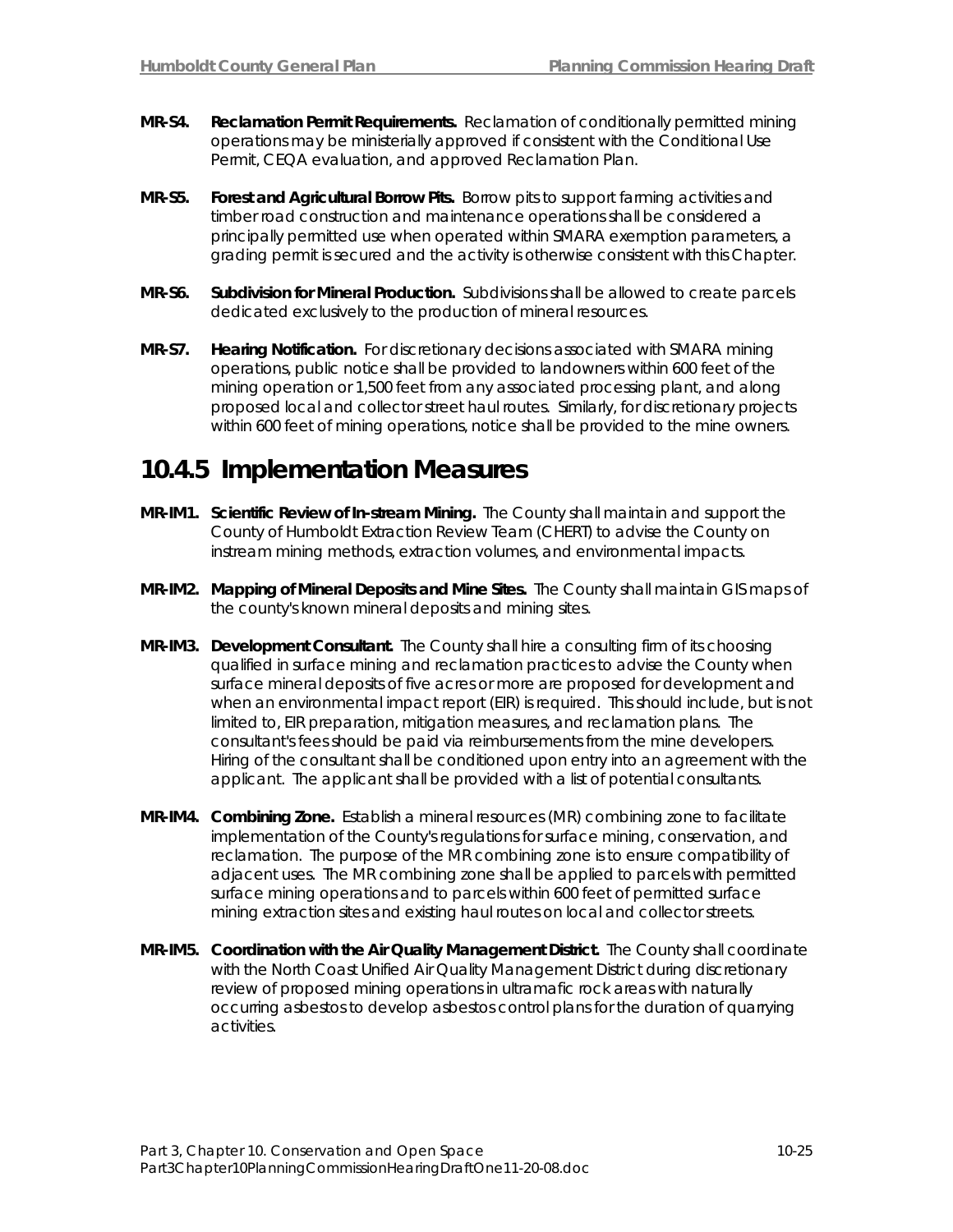**MR-S4. Reclamation Permit Requirements.** Reclamation of conditionally permitted mining operations may be ministerially approved if consistent with the Conditional Use Permit, CEQA evaluation, and approved Reclamation Plan.

**MR-S5. Forest and Agricultural Borrow Pits.** Borrow pits to support farming activities and timber road construction and maintenance operations shall be considered a principally permitted use when operated within SMARA exemption parameters, a grading permit is secured and the activity is otherwise consistent with this Chapter.

**MR-S6. Subdivision for Mineral Production.** Subdivisions shall be allowed to create parcels dedicated exclusively to the production of mineral resources.

**MR-S7. Hearing Notification.** For discretionary decisions associated with SMARA mining operations, public notice shall be provided to landowners within 600 feet of the mining operation or 1,500 feet from any associated processing plant, and along proposed local and collector street haul routes. Similarly, for discretionary projects within 600 feet of mining operations, notice shall be provided to the mine owners.

## 10.4.5 Implementation Measures

**MR-IM1. Scientific Review of In-stream Mining.** The County shall maintain and support the County of Humboldt Extraction Review Team (CHERT) to advise the County on instream mining methods, extraction volumes, and environmental impacts.

**MR-IM2. Mapping of Mineral Deposits and Mine Sites.** The County shall maintain GIS maps of the county's known mineral deposits and mining sites.

**MR-IM3. Development Consultant.** The County shall hire a consulting firm of its choosing qualified in surface mining and reclamation practices to advise the County when surface mineral deposits of five acres or more are proposed for development and when an environmental impact report (EIR) is required. This should include, but is not limited to, EIR preparation, mitigation measures, and reclamation plans. The consultant's fees should be paid via reimbursements from the mine developers. Hiring of the consultant shall be conditioned upon entry into an agreement with the applicant. The applicant shall be provided with a list of potential consultants.

**MR-IM4. Combining Zone.** Establish a mineral resources (MR) combining zone to facilitate implementation of the County's regulations for surface mining, conservation, and reclamation. The purpose of the MR combining zone is to ensure compatibility of adjacent uses. The MR combining zone shall be applied to parcels with permitted surface mining operations and to parcels within 600 feet of permitted surface mining extraction sites and existing haul routes on local and collector streets.

**MR-IM5. Coordination with the Air Quality Management District.** The County shall coordinate with the North Coast Unified Air Quality Management District during discretionary review of proposed mining operations in ultramafic rock areas with naturally occurring asbestos to develop asbestos control plans for the duration of quarrying activities.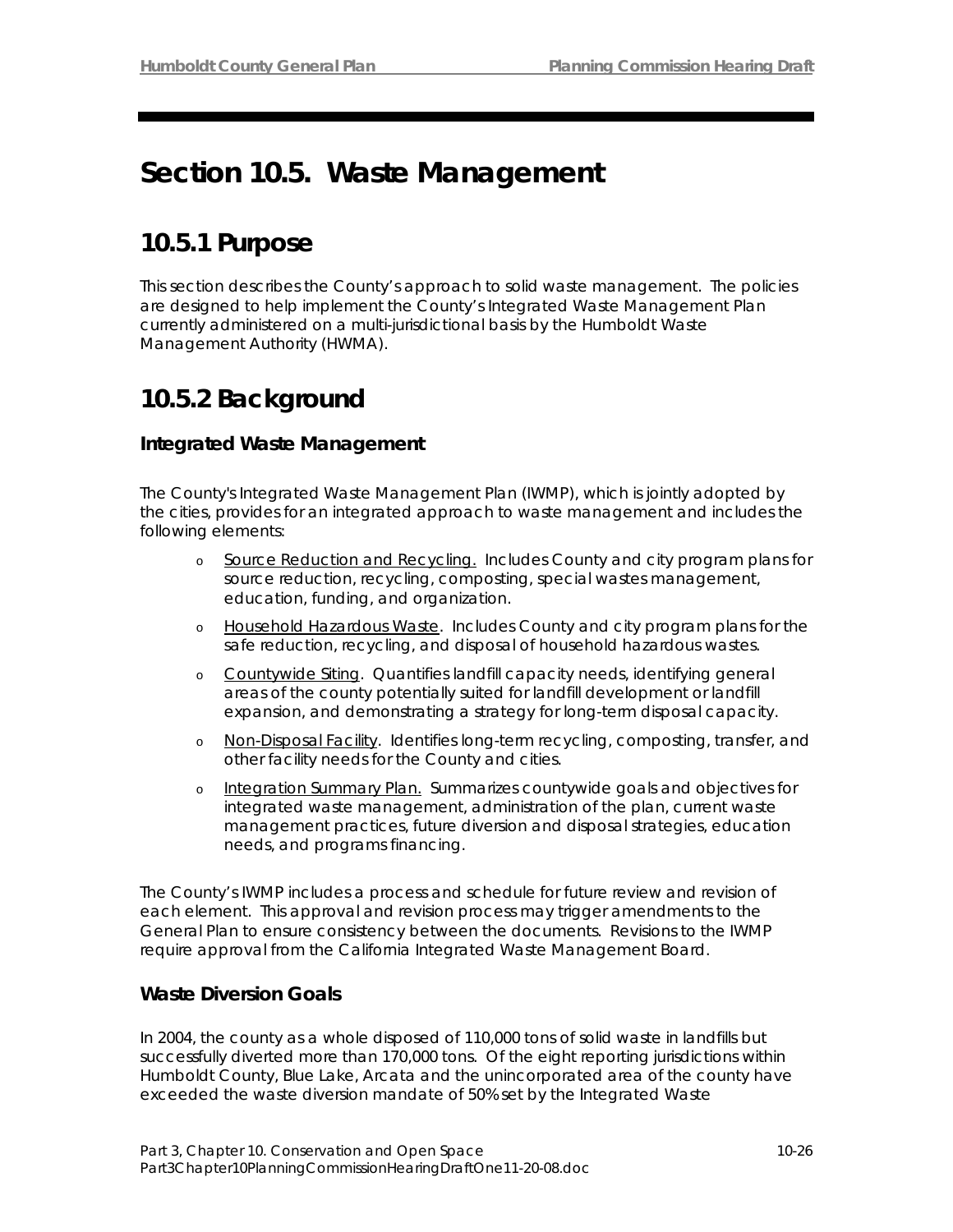# Section 10.5. Waste Management

## 10.5.1 Purpose

This section describes the County's approach to solid waste management. The policies are designed to help implement the County's Integrated Waste Management Plan currently administered on a multi-jurisdictional basis by the Humboldt Waste Management Authority (HWMA).

## 10.5.2 Background

### Integrated Waste Management

The County's Integrated Waste Management Plan (IWMP), which is jointly adopted by the cities, provides for an integrated approach to waste management and includes the following elements:

- Source Reduction and Recycling. Includes County and city program plans for source reduction, recycling, composting, special wastes management, education, funding, and organization.
- Household Hazardous Waste. Includes County and city program plans for the safe reduction, recycling, and disposal of household hazardous wastes.
- Countywide Siting. Quantifies landfill capacity needs, identifying general areas of the county potentially suited for landfill development or landfill expansion, and demonstrating a strategy for long-term disposal capacity.
- Non-Disposal Facility. Identifies long-term recycling, composting, transfer, and other facility needs for the County and cities.
- Integration Summary Plan. Summarizes countywide goals and objectives for integrated waste management, administration of the plan, current waste management practices, future diversion and disposal strategies, education needs, and programs financing.

The County's IWMP includes a process and schedule for future review and revision of each element. This approval and revision process may trigger amendments to the General Plan to ensure consistency between the documents. Revisions to the IWMP require approval from the California Integrated Waste Management Board.

### Waste Diversion Goals

In 2004, the county as a whole disposed of 110,000 tons of solid waste in landfills but successfully diverted more than 170,000 tons. Of the eight reporting jurisdictions within Humboldt County, Blue Lake, Arcata and the unincorporated area of the county have exceeded the waste diversion mandate of 50% set by the Integrated Waste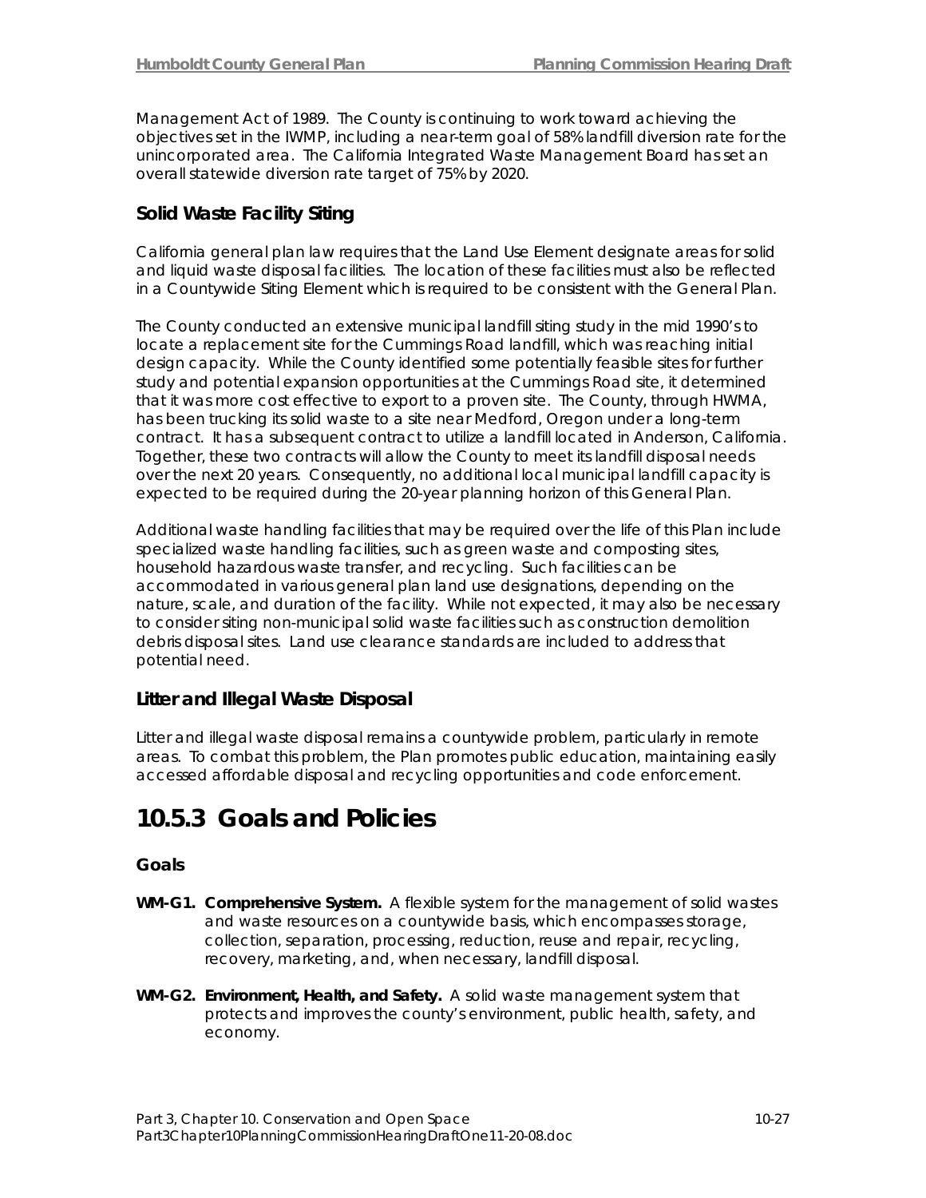Management Act of 1989. The County is continuing to work toward achieving the objectives set in the IWMP, including a near-term goal of 58% landfill diversion rate for the unincorporated area. The California Integrated Waste Management Board has set an overall statewide diversion rate target of 75% by 2020.

### Solid Waste Facility Siting

California general plan law requires that the Land Use Element designate areas for solid and liquid waste disposal facilities. The location of these facilities must also be reflected in a Countywide Siting Element which is required to be consistent with the General Plan.

The County conducted an extensive municipal landfill siting study in the mid 1990's to locate a replacement site for the Cummings Road landfill, which was reaching initial design capacity. While the County identified some potentially feasible sites for further study and potential expansion opportunities at the Cummings Road site, it determined that it was more cost effective to export to a proven site. The County, through HWMA, has been trucking its solid waste to a site near Medford, Oregon under a long-term contract. It has a subsequent contract to utilize a landfill located in Anderson, California. Together, these two contracts will allow the County to meet its landfill disposal needs over the next 20 years. Consequently, no additional local municipal landfill capacity is expected to be required during the 20-year planning horizon of this General Plan.

Additional waste handling facilities that may be required over the life of this Plan include specialized waste handling facilities, such as green waste and composting sites, household hazardous waste transfer, and recycling. Such facilities can be accommodated in various general plan land use designations, depending on the nature, scale, and duration of the facility. While not expected, it may also be necessary to consider siting non-municipal solid waste facilities such as construction demolition debris disposal sites. Land use clearance standards are included to address that potential need.

### Litter and Illegal Waste Disposal

Litter and illegal waste disposal remains a countywide problem, particularly in remote areas. To combat this problem, the Plan promotes public education, maintaining easily accessed affordable disposal and recycling opportunities and code enforcement.

## 10.5.3 Goals and Policies

#### Goals

**WM-G1. Comprehensive System.** A flexible system for the management of solid wastes and waste resources on a countywide basis, which encompasses storage, collection, separation, processing, reduction, reuse and repair, recycling, recovery, marketing, and, when necessary, landfill disposal.

**WM-G2. Environment, Health, and Safety.** A solid waste management system that protects and improves the county's environment, public health, safety, and economy.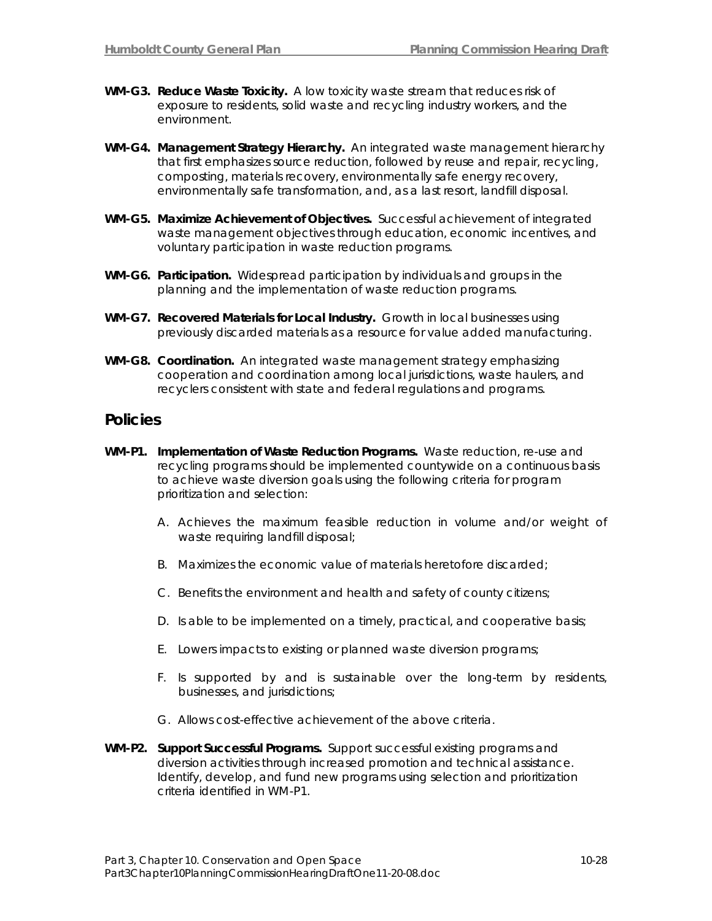**WM-G3. Reduce Waste Toxicity.** A low toxicity waste stream that reduces risk of exposure to residents, solid waste and recycling industry workers, and the environment.

**WM-G4. Management Strategy Hierarchy.** An integrated waste management hierarchy that first emphasizes source reduction, followed by reuse and repair, recycling, composting, materials recovery, environmentally safe energy recovery, environmentally safe transformation, and, as a last resort, landfill disposal.

**WM-G5. Maximize Achievement of Objectives.** Successful achievement of integrated waste management objectives through education, economic incentives, and voluntary participation in waste reduction programs.

**WM-G6. Participation.** Widespread participation by individuals and groups in the planning and the implementation of waste reduction programs.

**WM-G7. Recovered Materials for Local Industry.** Growth in local businesses using previously discarded materials as a resource for value added manufacturing.

**WM-G8. Coordination.** An integrated waste management strategy emphasizing cooperation and coordination among local jurisdictions, waste haulers, and recyclers consistent with state and federal regulations and programs.

## Policies

**WM-P1. Implementation of Waste Reduction Programs.** Waste reduction, re-use and recycling programs should be implemented countywide on a continuous basis to achieve waste diversion goals using the following criteria for program prioritization and selection:

A. Achieves the maximum feasible reduction in volume and/or weight of waste requiring landfill disposal;

B. Maximizes the economic value of materials heretofore discarded;

C. Benefits the environment and health and safety of county citizens;

D. Is able to be implemented on a timely, practical, and cooperative basis;

E. Lowers impacts to existing or planned waste diversion programs;

F. Is supported by and is sustainable over the long-term by residents, businesses, and jurisdictions;

G. Allows cost-effective achievement of the above criteria.

**WM-P2. Support Successful Programs.** Support successful existing programs and diversion activities through increased promotion and technical assistance. Identify, develop, and fund new programs using selection and prioritization criteria identified in WM-P1.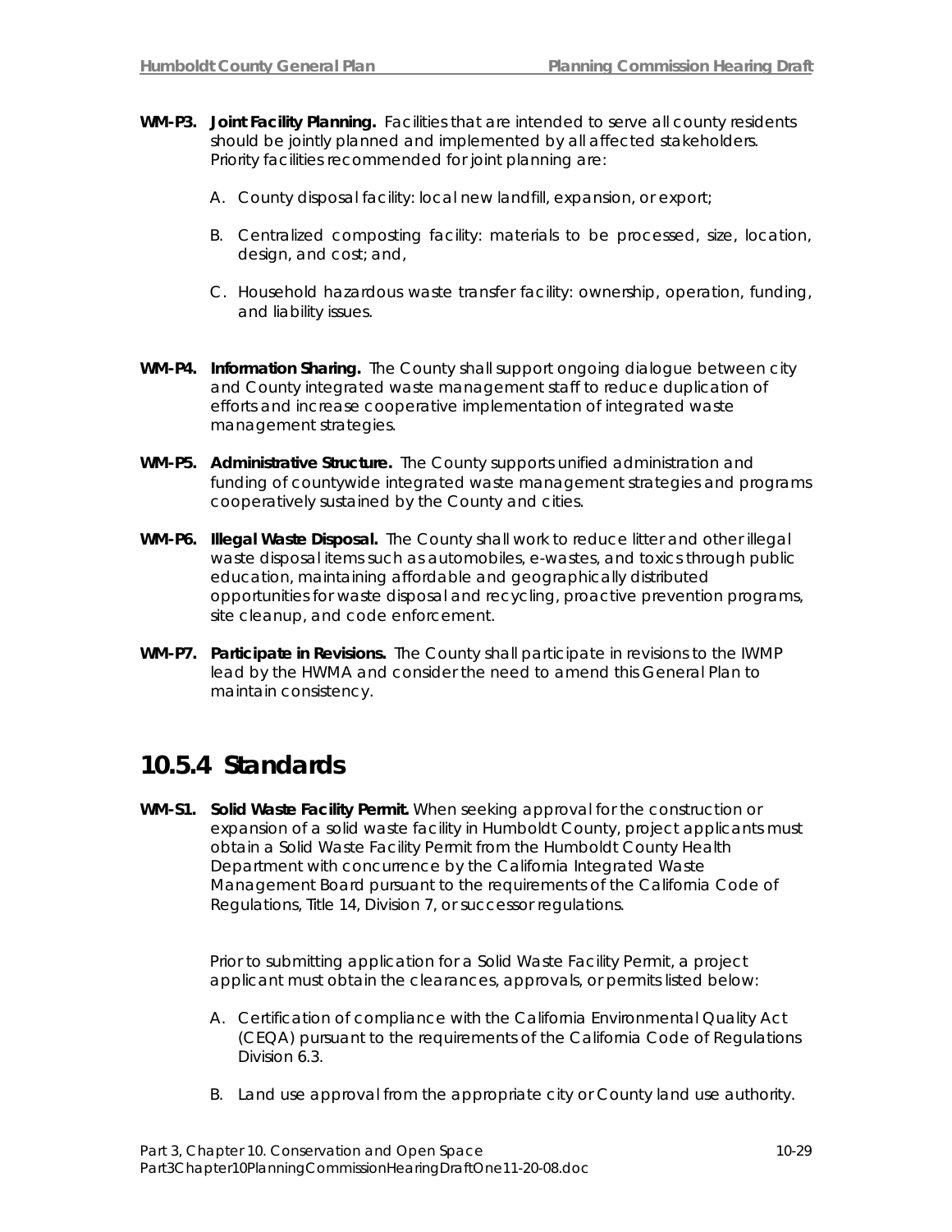**WM-P3. Joint Facility Planning.** Facilities that are intended to serve all county residents should be jointly planned and implemented by all affected stakeholders. Priority facilities recommended for joint planning are:

A. County disposal facility: local new landfill, expansion, or export;

B. Centralized composting facility: materials to be processed, size, location, design, and cost; and,

C. Household hazardous waste transfer facility: ownership, operation, funding, and liability issues.

**WM-P4. Information Sharing.** The County shall support ongoing dialogue between city and County integrated waste management staff to reduce duplication of efforts and increase cooperative implementation of integrated waste management strategies.

**WM-P5. Administrative Structure.** The County supports unified administration and funding of countywide integrated waste management strategies and programs cooperatively sustained by the County and cities.

**WM-P6. Illegal Waste Disposal.** The County shall work to reduce litter and other illegal waste disposal items such as automobiles, e-wastes, and toxics through public education, maintaining affordable and geographically distributed opportunities for waste disposal and recycling, proactive prevention programs, site cleanup, and code enforcement.

**WM-P7. Participate in Revisions.** The County shall participate in revisions to the IWMP lead by the HWMA and consider the need to amend this General Plan to maintain consistency.

## 10.5.4 Standards

**WM-S1. Solid Waste Facility Permit.** When seeking approval for the construction or expansion of a solid waste facility in Humboldt County, project applicants must obtain a Solid Waste Facility Permit from the Humboldt County Health Department with concurrence by the California Integrated Waste Management Board pursuant to the requirements of the California Code of Regulations, Title 14, Division 7, or successor regulations.

Prior to submitting application for a Solid Waste Facility Permit, a project applicant must obtain the clearances, approvals, or permits listed below:

A. Certification of compliance with the California Environmental Quality Act (CEQA) pursuant to the requirements of the California Code of Regulations Division 6.3.

B. Land use approval from the appropriate city or County land use authority.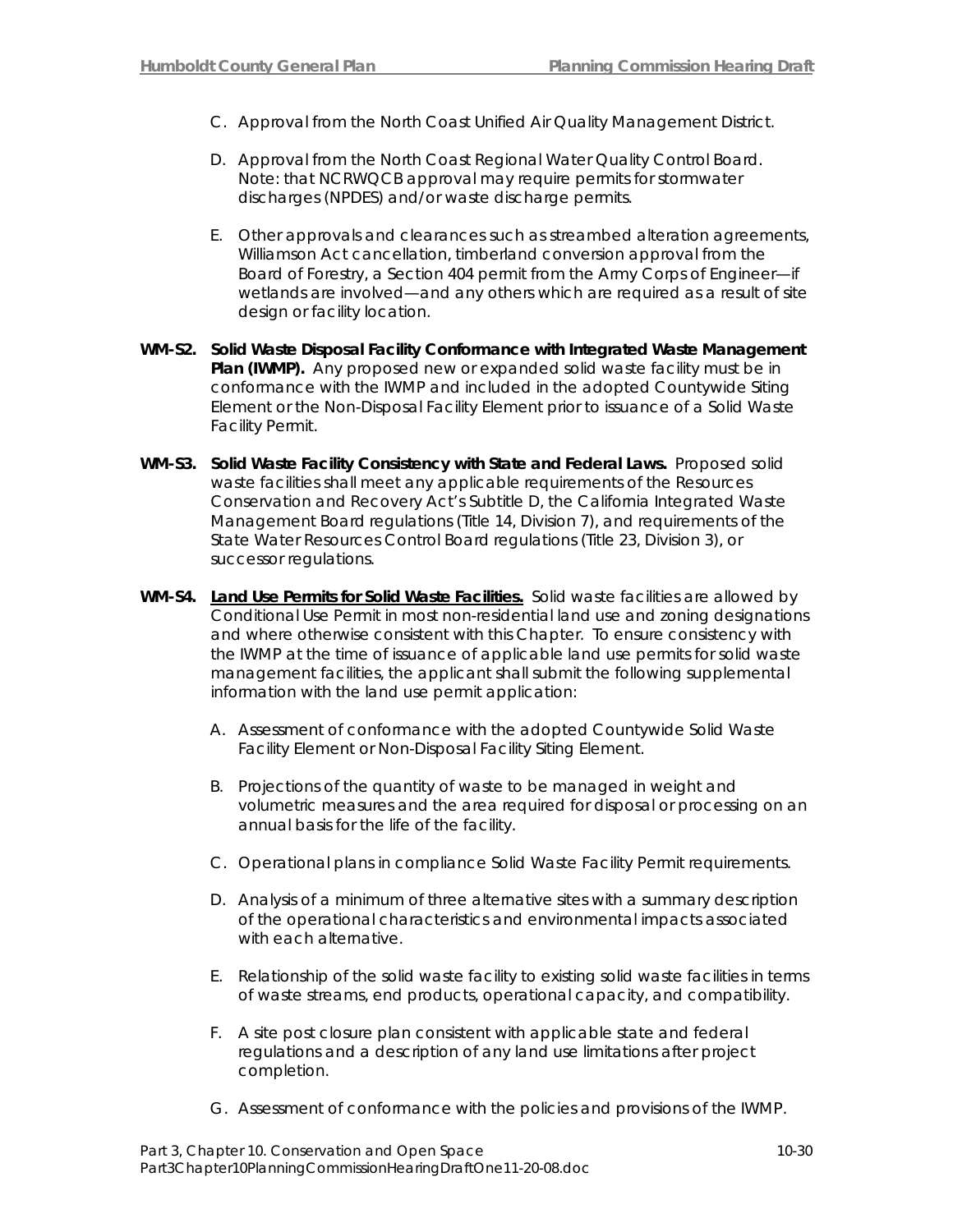C. Approval from the North Coast Unified Air Quality Management District.

D. Approval from the North Coast Regional Water Quality Control Board. Note: that NCRWQCB approval may require permits for stormwater discharges (NPDES) and/or waste discharge permits.

E. Other approvals and clearances such as streambed alteration agreements, Williamson Act cancellation, timberland conversion approval from the Board of Forestry, a Section 404 permit from the Army Corps of Engineer—if wetlands are involved—and any others which are required as a result of site design or facility location.

**WM-S2. Solid Waste Disposal Facility Conformance with Integrated Waste Management Plan (IWMP).** Any proposed new or expanded solid waste facility must be in conformance with the IWMP and included in the adopted Countywide Siting Element or the Non-Disposal Facility Element prior to issuance of a Solid Waste Facility Permit.

**WM-S3. Solid Waste Facility Consistency with State and Federal Laws.** Proposed solid waste facilities shall meet any applicable requirements of the Resources Conservation and Recovery Act's Subtitle D, the California Integrated Waste Management Board regulations (Title 14, Division 7), and requirements of the State Water Resources Control Board regulations (Title 23, Division 3), or successor regulations.

**WM-S4. <u>Land Use Permits for Solid Waste Facilities.</u>** Solid waste facilities are allowed by Conditional Use Permit in most non-residential land use and zoning designations and where otherwise consistent with this Chapter. To ensure consistency with the IWMP at the time of issuance of applicable land use permits for solid waste management facilities, the applicant shall submit the following supplemental information with the land use permit application:

A. Assessment of conformance with the adopted Countywide Solid Waste Facility Element or Non-Disposal Facility Siting Element.

B. Projections of the quantity of waste to be managed in weight and volumetric measures and the area required for disposal or processing on an annual basis for the life of the facility.

C. Operational plans in compliance Solid Waste Facility Permit requirements.

D. Analysis of a minimum of three alternative sites with a summary description of the operational characteristics and environmental impacts associated with each alternative.

E. Relationship of the solid waste facility to existing solid waste facilities in terms of waste streams, end products, operational capacity, and compatibility.

F. A site post closure plan consistent with applicable state and federal regulations and a description of any land use limitations after project completion.

G. Assessment of conformance with the policies and provisions of the IWMP.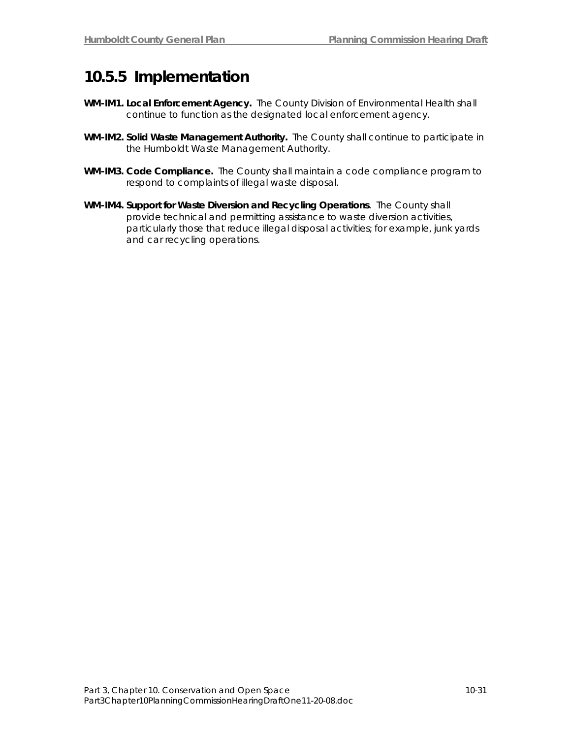## 10.5.5 Implementation

**WM-IM1. Local Enforcement Agency.** The County Division of Environmental Health shall continue to function as the designated local enforcement agency.

**WM-IM2. Solid Waste Management Authority.** The County shall continue to participate in the Humboldt Waste Management Authority.

**WM-IM3. Code Compliance.** The County shall maintain a code compliance program to respond to complaints of illegal waste disposal.

**WM-IM4. Support for Waste Diversion and Recycling Operations**. The County shall provide technical and permitting assistance to waste diversion activities, particularly those that reduce illegal disposal activities; for example, junk yards and car recycling operations.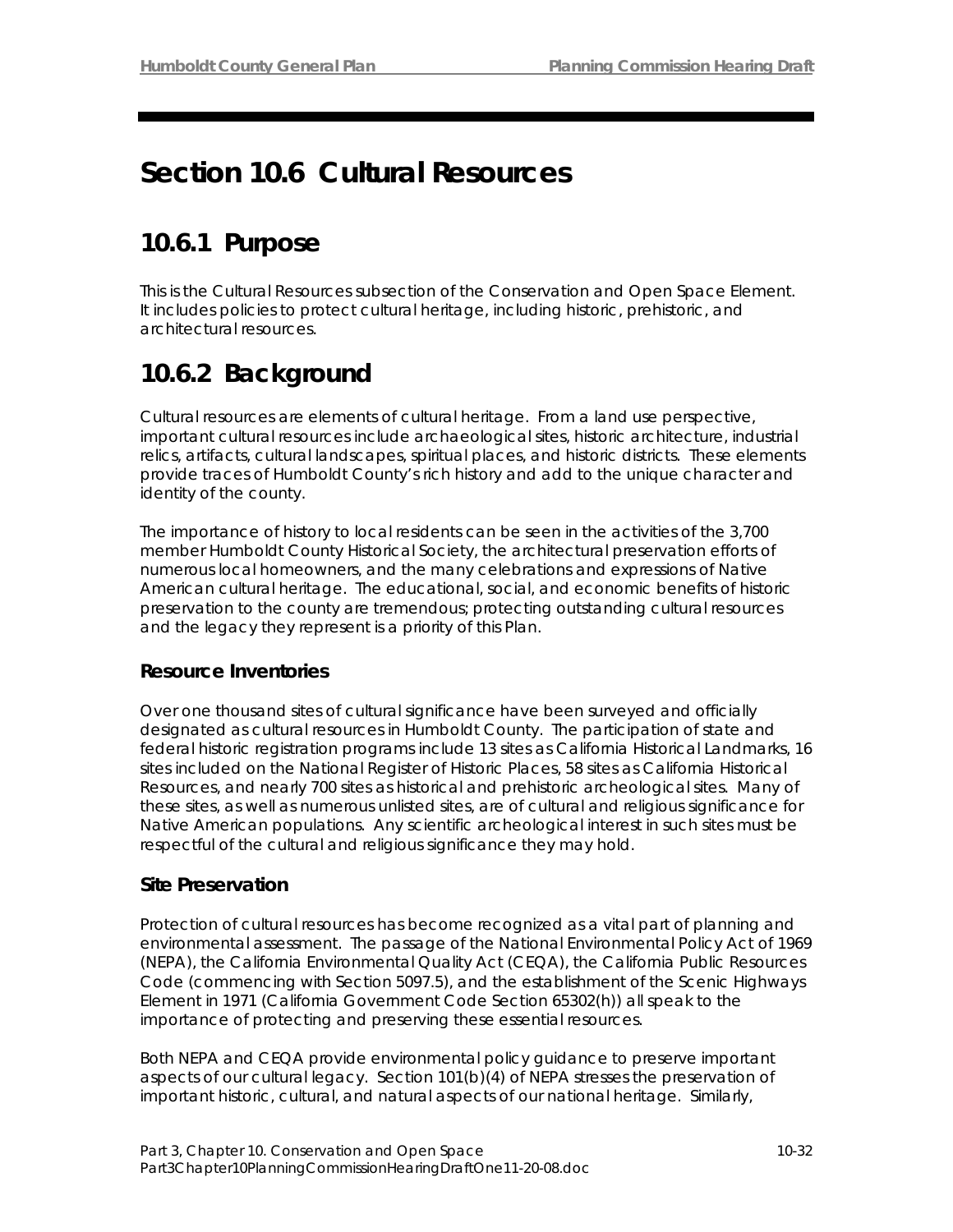# Section 10.6 Cultural Resources

## 10.6.1 Purpose

This is the Cultural Resources subsection of the Conservation and Open Space Element. It includes policies to protect cultural heritage, including historic, prehistoric, and architectural resources.

## 10.6.2 Background

Cultural resources are elements of cultural heritage. From a land use perspective, important cultural resources include archaeological sites, historic architecture, industrial relics, artifacts, cultural landscapes, spiritual places, and historic districts. These elements provide traces of Humboldt County's rich history and add to the unique character and identity of the county.

The importance of history to local residents can be seen in the activities of the 3,700 member Humboldt County Historical Society, the architectural preservation efforts of numerous local homeowners, and the many celebrations and expressions of Native American cultural heritage. The educational, social, and economic benefits of historic preservation to the county are tremendous; protecting outstanding cultural resources and the legacy they represent is a priority of this Plan.

### Resource Inventories

Over one thousand sites of cultural significance have been surveyed and officially designated as cultural resources in Humboldt County. The participation of state and federal historic registration programs include 13 sites as California Historical Landmarks, 16 sites included on the National Register of Historic Places, 58 sites as California Historical Resources, and nearly 700 sites as historical and prehistoric archeological sites. Many of these sites, as well as numerous unlisted sites, are of cultural and religious significance for Native American populations. Any scientific archeological interest in such sites must be respectful of the cultural and religious significance they may hold.

### Site Preservation

Protection of cultural resources has become recognized as a vital part of planning and environmental assessment. The passage of the National Environmental Policy Act of 1969 (NEPA), the California Environmental Quality Act (CEQA), the California Public Resources Code (commencing with Section 5097.5), and the establishment of the Scenic Highways Element in 1971 (California Government Code Section 65302(h)) all speak to the importance of protecting and preserving these essential resources.

Both NEPA and CEQA provide environmental policy guidance to preserve important aspects of our cultural legacy. Section 101(b)(4) of NEPA stresses the preservation of important historic, cultural, and natural aspects of our national heritage. Similarly,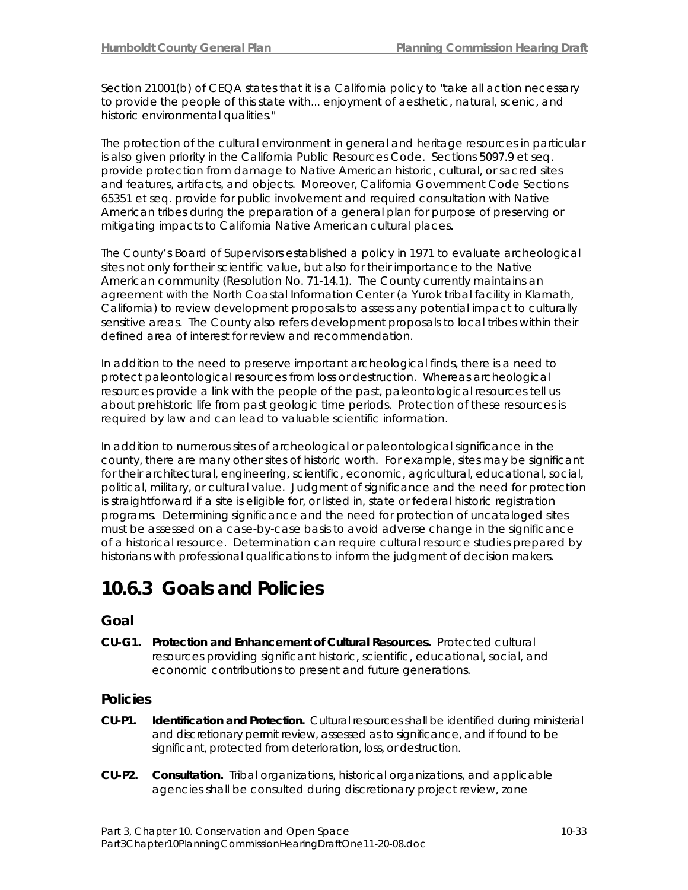Section 21001(b) of CEQA states that it is a California policy to "take all action necessary to provide the people of this state with... enjoyment of aesthetic, natural, scenic, and historic environmental qualities."

The protection of the cultural environment in general and heritage resources in particular is also given priority in the California Public Resources Code. Sections 5097.9 et seq. provide protection from damage to Native American historic, cultural, or sacred sites and features, artifacts, and objects. Moreover, California Government Code Sections 65351 et seq. provide for public involvement and required consultation with Native American tribes during the preparation of a general plan for purpose of preserving or mitigating impacts to California Native American cultural places.

The County's Board of Supervisors established a policy in 1971 to evaluate archeological sites not only for their scientific value, but also for their importance to the Native American community (Resolution No. 71-14.1). The County currently maintains an agreement with the North Coastal Information Center (a Yurok tribal facility in Klamath, California) to review development proposals to assess any potential impact to culturally sensitive areas. The County also refers development proposals to local tribes within their defined area of interest for review and recommendation.

In addition to the need to preserve important archeological finds, there is a need to protect paleontological resources from loss or destruction. Whereas archeological resources provide a link with the people of the past, paleontological resources tell us about prehistoric life from past geologic time periods. Protection of these resources is required by law and can lead to valuable scientific information.

In addition to numerous sites of archeological or paleontological significance in the county, there are many other sites of historic worth. For example, sites may be significant for their architectural, engineering, scientific, economic, agricultural, educational, social, political, military, or cultural value. Judgment of significance and the need for protection is straightforward if a site is eligible for, or listed in, state or federal historic registration programs. Determining significance and the need for protection of uncataloged sites must be assessed on a case-by-case basis to avoid adverse change in the significance of a historical resource. Determination can require cultural resource studies prepared by historians with professional qualifications to inform the judgment of decision makers.

## 10.6.3 Goals and Policies

### Goal

**CU-G1. Protection and Enhancement of Cultural Resources.** Protected cultural resources providing significant historic, scientific, educational, social, and economic contributions to present and future generations.

### Policies

**CU-P1. Identification and Protection.** Cultural resources shall be identified during ministerial and discretionary permit review, assessed as to significance, and if found to be significant, protected from deterioration, loss, or destruction.

**CU-P2. Consultation.** Tribal organizations, historical organizations, and applicable agencies shall be consulted during discretionary project review, zone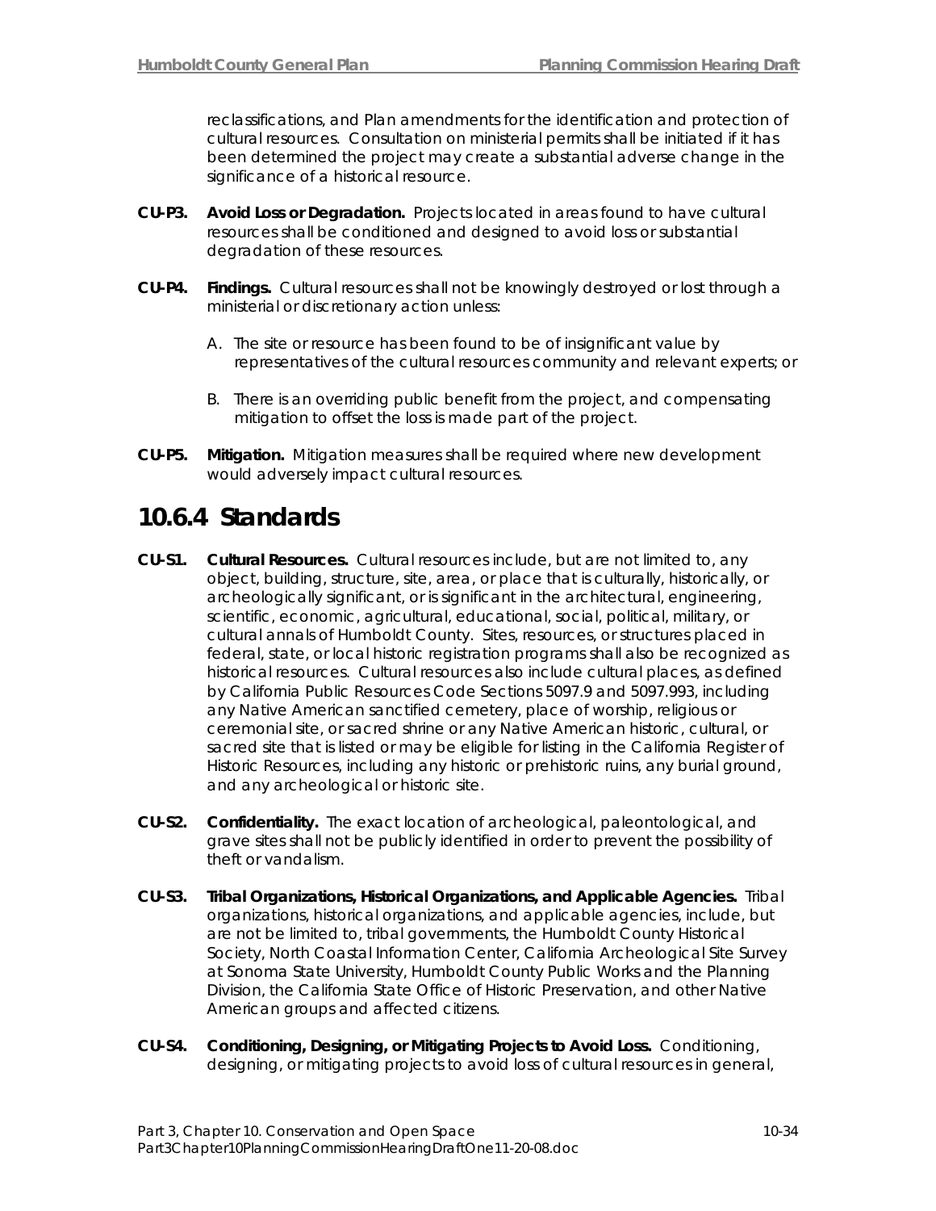reclassifications, and Plan amendments for the identification and protection of cultural resources. Consultation on ministerial permits shall be initiated if it has been determined the project may create a substantial adverse change in the significance of a historical resource.

**CU-P3. Avoid Loss or Degradation.** Projects located in areas found to have cultural resources shall be conditioned and designed to avoid loss or substantial degradation of these resources.

**CU-P4. Findings.** Cultural resources shall not be knowingly destroyed or lost through a ministerial or discretionary action unless:

A. The site or resource has been found to be of insignificant value by representatives of the cultural resources community and relevant experts; or

B. There is an overriding public benefit from the project, and compensating mitigation to offset the loss is made part of the project.

**CU-P5. Mitigation.** Mitigation measures shall be required where new development would adversely impact cultural resources.

## 10.6.4 Standards

**CU-S1. Cultural Resources.** Cultural resources include, but are not limited to, any object, building, structure, site, area, or place that is culturally, historically, or archeologically significant, or is significant in the architectural, engineering, scientific, economic, agricultural, educational, social, political, military, or cultural annals of Humboldt County. Sites, resources, or structures placed in federal, state, or local historic registration programs shall also be recognized as historical resources. Cultural resources also include cultural places, as defined by California Public Resources Code Sections 5097.9 and 5097.993, including any Native American sanctified cemetery, place of worship, religious or ceremonial site, or sacred shrine or any Native American historic, cultural, or sacred site that is listed or may be eligible for listing in the California Register of Historic Resources, including any historic or prehistoric ruins, any burial ground, and any archeological or historic site.

**CU-S2. Confidentiality.** The exact location of archeological, paleontological, and grave sites shall not be publicly identified in order to prevent the possibility of theft or vandalism.

**CU-S3. Tribal Organizations, Historical Organizations, and Applicable Agencies.** Tribal organizations, historical organizations, and applicable agencies, include, but are not be limited to, tribal governments, the Humboldt County Historical Society, North Coastal Information Center, California Archeological Site Survey at Sonoma State University, Humboldt County Public Works and the Planning Division, the California State Office of Historic Preservation, and other Native American groups and affected citizens.

**CU-S4. Conditioning, Designing, or Mitigating Projects to Avoid Loss.** Conditioning, designing, or mitigating projects to avoid loss of cultural resources in general,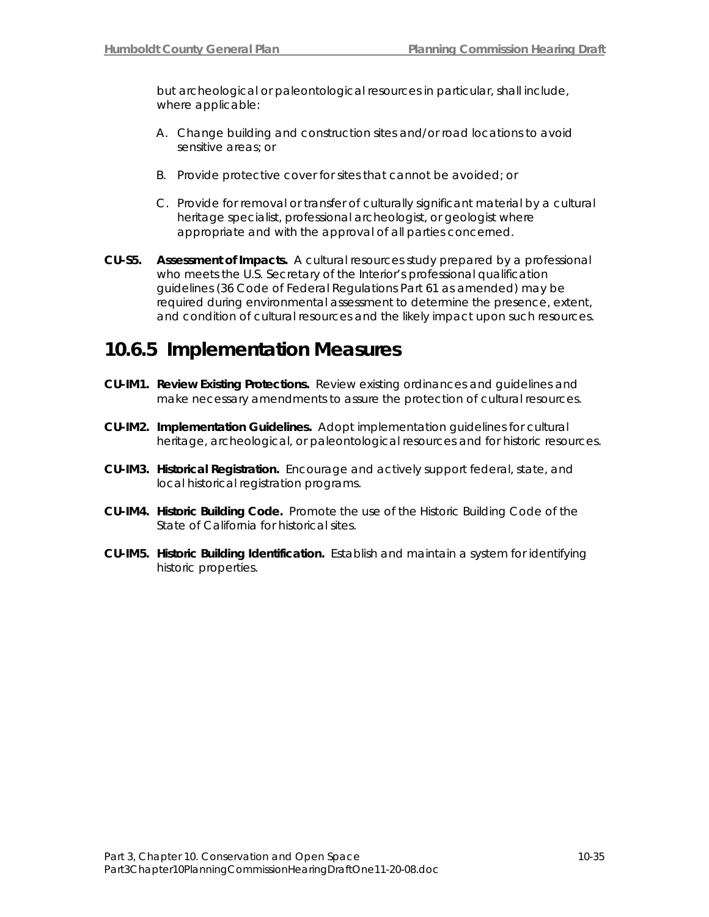but archeological or paleontological resources in particular, shall include, where applicable:

A. Change building and construction sites and/or road locations to avoid sensitive areas; or

B. Provide protective cover for sites that cannot be avoided; or

C. Provide for removal or transfer of culturally significant material by a cultural heritage specialist, professional archeologist, or geologist where appropriate and with the approval of all parties concerned.

**CU-S5. Assessment of Impacts.** A cultural resources study prepared by a professional who meets the U.S. Secretary of the Interior's professional qualification guidelines (36 Code of Federal Regulations Part 61 as amended) may be required during environmental assessment to determine the presence, extent, and condition of cultural resources and the likely impact upon such resources.

## 10.6.5 Implementation Measures

**CU-IM1. Review Existing Protections.** Review existing ordinances and guidelines and make necessary amendments to assure the protection of cultural resources.

**CU-IM2. Implementation Guidelines.** Adopt implementation guidelines for cultural heritage, archeological, or paleontological resources and for historic resources.

**CU-IM3. Historical Registration.** Encourage and actively support federal, state, and local historical registration programs.

**CU-IM4. Historic Building Code.** Promote the use of the Historic Building Code of the State of California for historical sites.

**CU-IM5. Historic Building Identification.** Establish and maintain a system for identifying historic properties.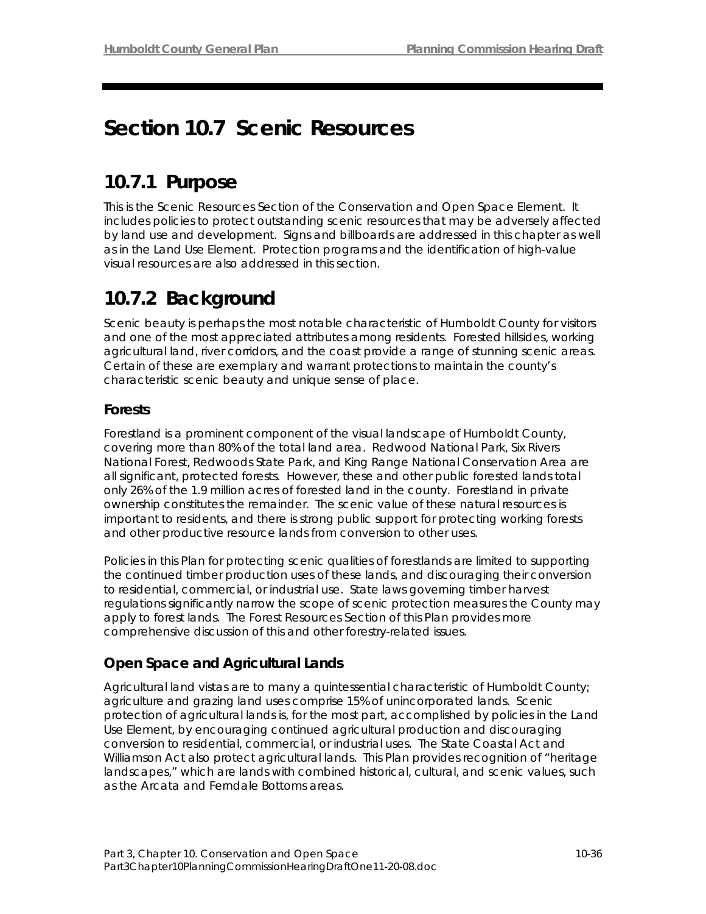# Section 10.7 Scenic Resources

## 10.7.1 Purpose

This is the Scenic Resources Section of the Conservation and Open Space Element. It includes policies to protect outstanding scenic resources that may be adversely affected by land use and development. Signs and billboards are addressed in this chapter as well as in the Land Use Element. Protection programs and the identification of high-value visual resources are also addressed in this section.

## 10.7.2 Background

Scenic beauty is perhaps the most notable characteristic of Humboldt County for visitors and one of the most appreciated attributes among residents. Forested hillsides, working agricultural land, river corridors, and the coast provide a range of stunning scenic areas. Certain of these are exemplary and warrant protections to maintain the county's characteristic scenic beauty and unique sense of place.

### Forests

Forestland is a prominent component of the visual landscape of Humboldt County, covering more than 80% of the total land area. Redwood National Park, Six Rivers National Forest, Redwoods State Park, and King Range National Conservation Area are all significant, protected forests. However, these and other public forested lands total only 26% of the 1.9 million acres of forested land in the county. Forestland in private ownership constitutes the remainder. The scenic value of these natural resources is important to residents, and there is strong public support for protecting working forests and other productive resource lands from conversion to other uses.

Policies in this Plan for protecting scenic qualities of forestlands are limited to supporting the continued timber production uses of these lands, and discouraging their conversion to residential, commercial, or industrial use. State laws governing timber harvest regulations significantly narrow the scope of scenic protection measures the County may apply to forest lands. The Forest Resources Section of this Plan provides more comprehensive discussion of this and other forestry-related issues.

### Open Space and Agricultural Lands

Agricultural land vistas are to many a quintessential characteristic of Humboldt County; agriculture and grazing land uses comprise 15% of unincorporated lands. Scenic protection of agricultural lands is, for the most part, accomplished by policies in the Land Use Element, by encouraging continued agricultural production and discouraging conversion to residential, commercial, or industrial uses. The State Coastal Act and Williamson Act also protect agricultural lands. This Plan provides recognition of "heritage landscapes," which are lands with combined historical, cultural, and scenic values, such as the Arcata and Ferndale Bottoms areas.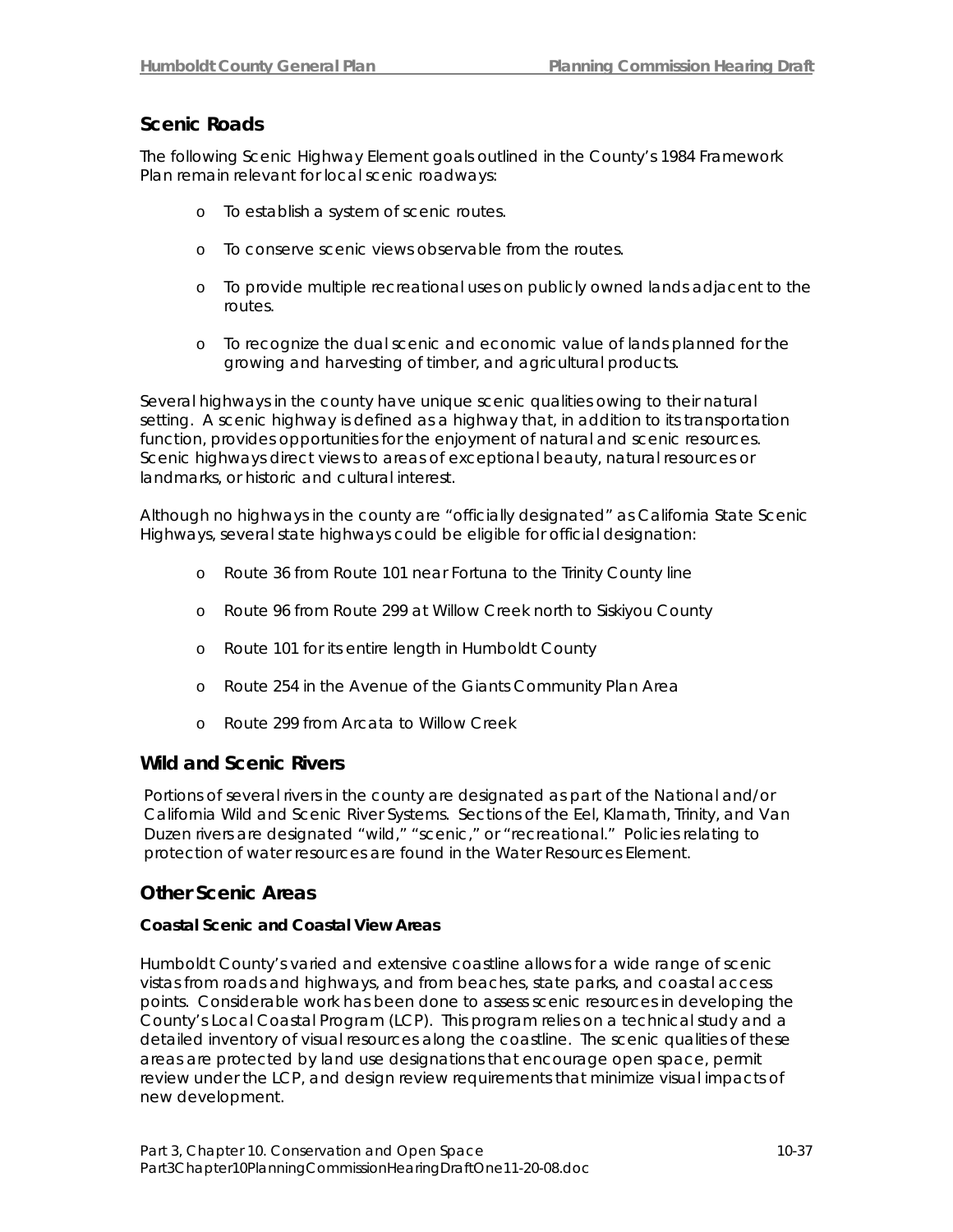## Scenic Roads

The following Scenic Highway Element goals outlined in the County's 1984 Framework Plan remain relevant for local scenic roadways:

- To establish a system of scenic routes.
- To conserve scenic views observable from the routes.
- To provide multiple recreational uses on publicly owned lands adjacent to the routes.
- To recognize the dual scenic and economic value of lands planned for the growing and harvesting of timber, and agricultural products.

Several highways in the county have unique scenic qualities owing to their natural setting. A scenic highway is defined as a highway that, in addition to its transportation function, provides opportunities for the enjoyment of natural and scenic resources. Scenic highways direct views to areas of exceptional beauty, natural resources or landmarks, or historic and cultural interest.

Although no highways in the county are "officially designated" as California State Scenic Highways, several state highways could be eligible for official designation:

- Route 36 from Route 101 near Fortuna to the Trinity County line
- Route 96 from Route 299 at Willow Creek north to Siskiyou County
- Route 101 for its entire length in Humboldt County
- Route 254 in the Avenue of the Giants Community Plan Area
- Route 299 from Arcata to Willow Creek

## Wild and Scenic Rivers

Portions of several rivers in the county are designated as part of the National and/or California Wild and Scenic River Systems. Sections of the Eel, Klamath, Trinity, and Van Duzen rivers are designated "wild," "scenic," or "recreational." Policies relating to protection of water resources are found in the Water Resources Element.

## Other Scenic Areas

### Coastal Scenic and Coastal View Areas

Humboldt County's varied and extensive coastline allows for a wide range of scenic vistas from roads and highways, and from beaches, state parks, and coastal access points. Considerable work has been done to assess scenic resources in developing the County's Local Coastal Program (LCP). This program relies on a technical study and a detailed inventory of visual resources along the coastline. The scenic qualities of these areas are protected by land use designations that encourage open space, permit review under the LCP, and design review requirements that minimize visual impacts of new development.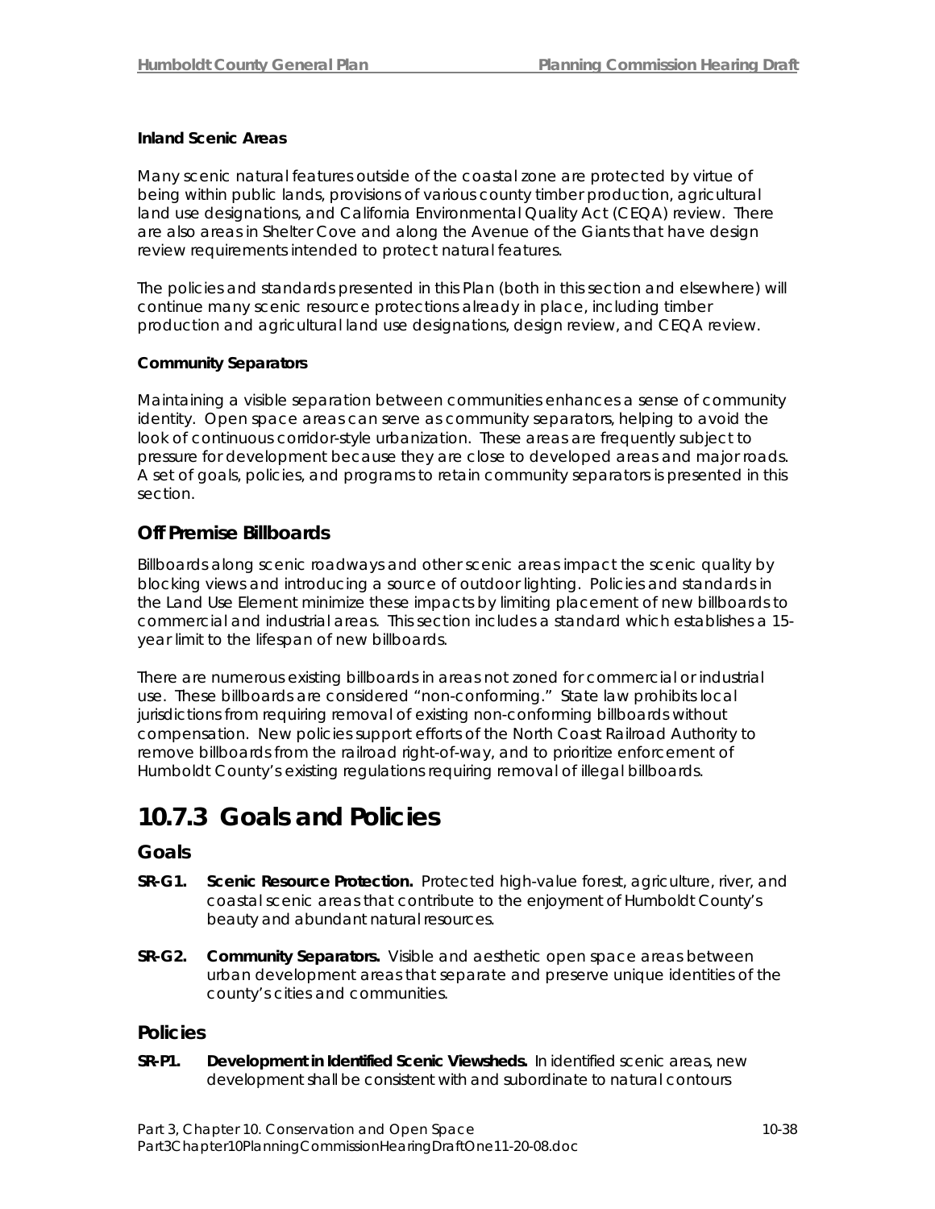**Inland Scenic Areas**

Many scenic natural features outside of the coastal zone are protected by virtue of being within public lands, provisions of various county timber production, agricultural land use designations, and California Environmental Quality Act (CEQA) review. There are also areas in Shelter Cove and along the Avenue of the Giants that have design review requirements intended to protect natural features.

The policies and standards presented in this Plan (both in this section and elsewhere) will continue many scenic resource protections already in place, including timber production and agricultural land use designations, design review, and CEQA review.

**Community Separators**

Maintaining a visible separation between communities enhances a sense of community identity. Open space areas can serve as community separators, helping to avoid the look of continuous corridor-style urbanization. These areas are frequently subject to pressure for development because they are close to developed areas and major roads. A set of goals, policies, and programs to retain community separators is presented in this section.

### Off Premise Billboards

Billboards along scenic roadways and other scenic areas impact the scenic quality by blocking views and introducing a source of outdoor lighting. Policies and standards in the Land Use Element minimize these impacts by limiting placement of new billboards to commercial and industrial areas. This section includes a standard which establishes a 15-year limit to the lifespan of new billboards.

There are numerous existing billboards in areas not zoned for commercial or industrial use. These billboards are considered "non-conforming." State law prohibits local jurisdictions from requiring removal of existing non-conforming billboards without compensation. New policies support efforts of the North Coast Railroad Authority to remove billboards from the railroad right-of-way, and to prioritize enforcement of Humboldt County's existing regulations requiring removal of illegal billboards.

# 10.7.3 Goals and Policies

### Goals

**SR-G1. Scenic Resource Protection.** Protected high-value forest, agriculture, river, and coastal scenic areas that contribute to the enjoyment of Humboldt County's beauty and abundant natural resources.

**SR-G2. Community Separators.** Visible and aesthetic open space areas between urban development areas that separate and preserve unique identities of the county's cities and communities.

### Policies

**SR-P1. Development in Identified Scenic Viewsheds.** In identified scenic areas, new development shall be consistent with and subordinate to natural contours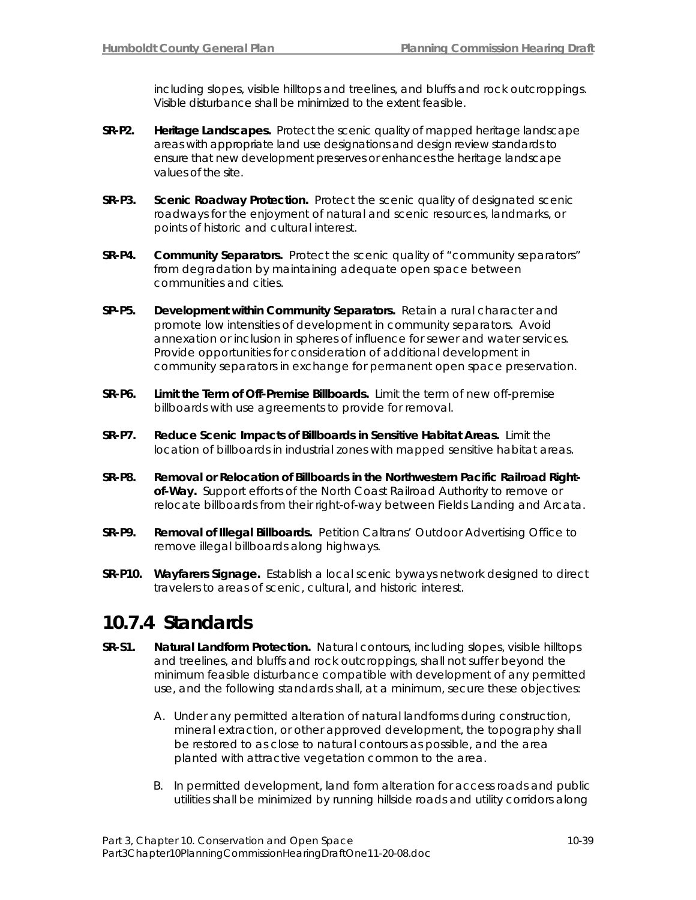including slopes, visible hilltops and treelines, and bluffs and rock outcroppings. Visible disturbance shall be minimized to the extent feasible.

**SR-P2. Heritage Landscapes.** Protect the scenic quality of mapped heritage landscape areas with appropriate land use designations and design review standards to ensure that new development preserves or enhances the heritage landscape values of the site.

**SR-P3. Scenic Roadway Protection.** Protect the scenic quality of designated scenic roadways for the enjoyment of natural and scenic resources, landmarks, or points of historic and cultural interest.

**SR-P4. Community Separators.** Protect the scenic quality of "community separators" from degradation by maintaining adequate open space between communities and cities.

**SP-P5. Development within Community Separators.** Retain a rural character and promote low intensities of development in community separators. Avoid annexation or inclusion in spheres of influence for sewer and water services. Provide opportunities for consideration of additional development in community separators in exchange for permanent open space preservation.

**SR-P6. Limit the Term of Off-Premise Billboards.** Limit the term of new off-premise billboards with use agreements to provide for removal.

**SR-P7. Reduce Scenic Impacts of Billboards in Sensitive Habitat Areas.** Limit the location of billboards in industrial zones with mapped sensitive habitat areas.

**SR-P8. Removal or Relocation of Billboards in the Northwestern Pacific Railroad Right-of-Way.** Support efforts of the North Coast Railroad Authority to remove or relocate billboards from their right-of-way between Fields Landing and Arcata.

**SR-P9. Removal of Illegal Billboards.** Petition Caltrans' Outdoor Advertising Office to remove illegal billboards along highways.

**SR-P10. Wayfarers Signage.** Establish a local scenic byways network designed to direct travelers to areas of scenic, cultural, and historic interest.

## 10.7.4 Standards

**SR-S1. Natural Landform Protection.** Natural contours, including slopes, visible hilltops and treelines, and bluffs and rock outcroppings, shall not suffer beyond the minimum feasible disturbance compatible with development of any permitted use, and the following standards shall, at a minimum, secure these objectives:

A. Under any permitted alteration of natural landforms during construction, mineral extraction, or other approved development, the topography shall be restored to as close to natural contours as possible, and the area planted with attractive vegetation common to the area.

B. In permitted development, land form alteration for access roads and public utilities shall be minimized by running hillside roads and utility corridors along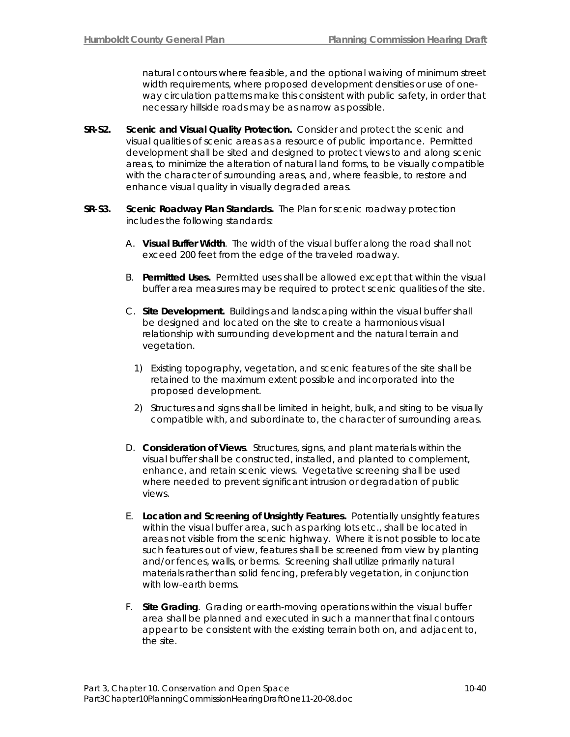natural contours where feasible, and the optional waiving of minimum street width requirements, where proposed development densities or use of one-way circulation patterns make this consistent with public safety, in order that necessary hillside roads may be as narrow as possible.

**SR-S2. Scenic and Visual Quality Protection.** Consider and protect the scenic and visual qualities of scenic areas as a resource of public importance. Permitted development shall be sited and designed to protect views to and along scenic areas, to minimize the alteration of natural land forms, to be visually compatible with the character of surrounding areas, and, where feasible, to restore and enhance visual quality in visually degraded areas.

**SR-S3. Scenic Roadway Plan Standards.** The Plan for scenic roadway protection includes the following standards:

A. **Visual Buffer Width**. The width of the visual buffer along the road shall not exceed 200 feet from the edge of the traveled roadway.

B. **Permitted Uses.** Permitted uses shall be allowed except that within the visual buffer area measures may be required to protect scenic qualities of the site.

C. **Site Development.** Buildings and landscaping within the visual buffer shall be designed and located on the site to create a harmonious visual relationship with surrounding development and the natural terrain and vegetation.

   1) Existing topography, vegetation, and scenic features of the site shall be retained to the maximum extent possible and incorporated into the proposed development.

   2) Structures and signs shall be limited in height, bulk, and siting to be visually compatible with, and subordinate to, the character of surrounding areas.

D. **Consideration of Views**. Structures, signs, and plant materials within the visual buffer shall be constructed, installed, and planted to complement, enhance, and retain scenic views. Vegetative screening shall be used where needed to prevent significant intrusion or degradation of public views.

E. **Location and Screening of Unsightly Features.** Potentially unsightly features within the visual buffer area, such as parking lots etc., shall be located in areas not visible from the scenic highway. Where it is not possible to locate such features out of view, features shall be screened from view by planting and/or fences, walls, or berms. Screening shall utilize primarily natural materials rather than solid fencing, preferably vegetation, in conjunction with low-earth berms.

F. **Site Grading**. Grading or earth-moving operations within the visual buffer area shall be planned and executed in such a manner that final contours appear to be consistent with the existing terrain both on, and adjacent to, the site.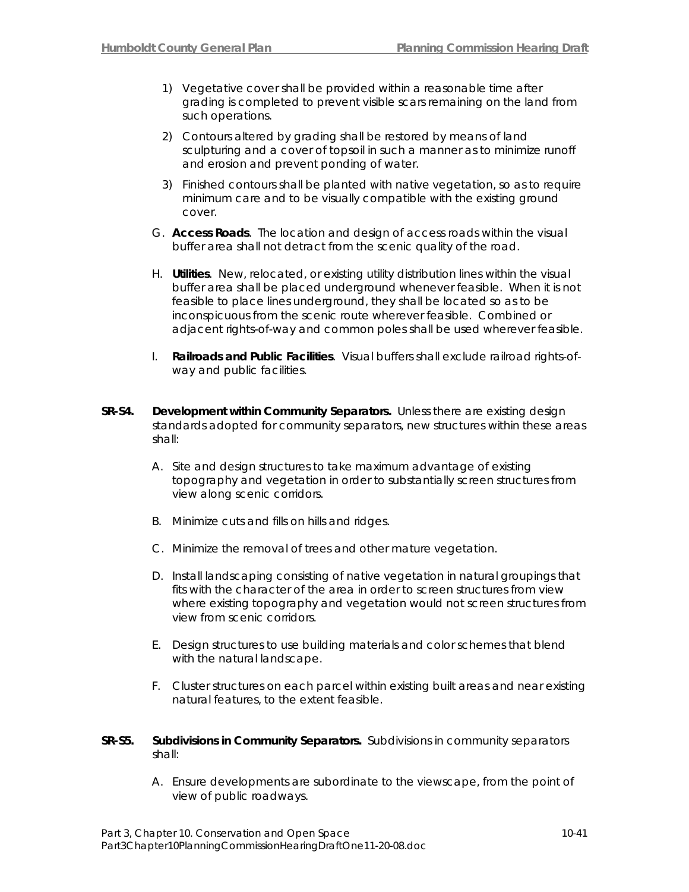1) Vegetative cover shall be provided within a reasonable time after grading is completed to prevent visible scars remaining on the land from such operations.

2) Contours altered by grading shall be restored by means of land sculpturing and a cover of topsoil in such a manner as to minimize runoff and erosion and prevent ponding of water.

3) Finished contours shall be planted with native vegetation, so as to require minimum care and to be visually compatible with the existing ground cover.

G. **Access Roads**. The location and design of access roads within the visual buffer area shall not detract from the scenic quality of the road.

H. **Utilities**. New, relocated, or existing utility distribution lines within the visual buffer area shall be placed underground whenever feasible. When it is not feasible to place lines underground, they shall be located so as to be inconspicuous from the scenic route wherever feasible. Combined or adjacent rights-of-way and common poles shall be used wherever feasible.

I. **Railroads and Public Facilities**. Visual buffers shall exclude railroad rights-of-way and public facilities.

**SR-S4. Development within Community Separators.** Unless there are existing design standards adopted for community separators, new structures within these areas shall:

A. Site and design structures to take maximum advantage of existing topography and vegetation in order to substantially screen structures from view along scenic corridors.

B. Minimize cuts and fills on hills and ridges.

C. Minimize the removal of trees and other mature vegetation.

D. Install landscaping consisting of native vegetation in natural groupings that fits with the character of the area in order to screen structures from view where existing topography and vegetation would not screen structures from view from scenic corridors.

E. Design structures to use building materials and color schemes that blend with the natural landscape.

F. Cluster structures on each parcel within existing built areas and near existing natural features, to the extent feasible.

**SR-S5. Subdivisions in Community Separators.** Subdivisions in community separators shall:

A. Ensure developments are subordinate to the viewscape, from the point of view of public roadways.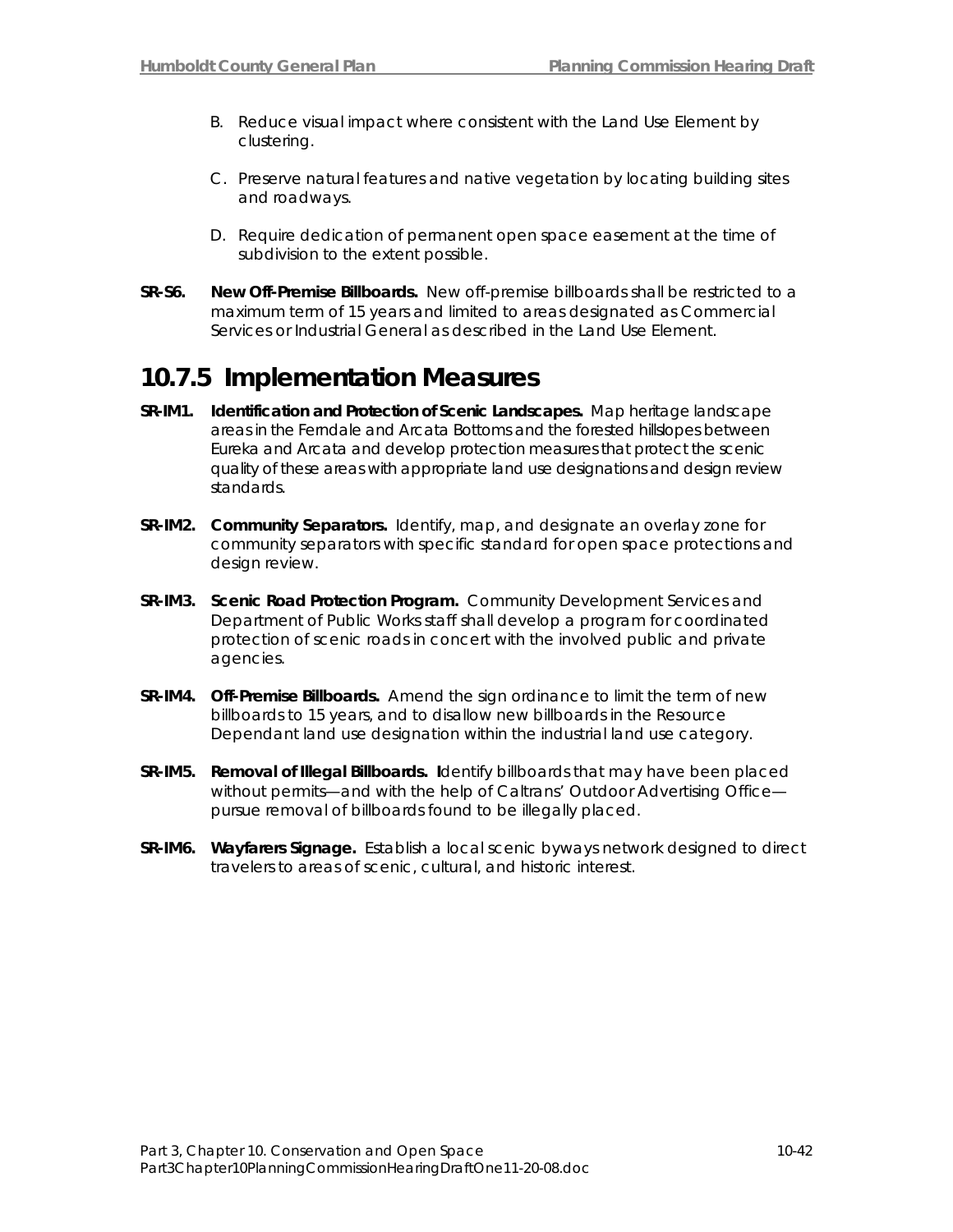B. Reduce visual impact where consistent with the Land Use Element by clustering.

C. Preserve natural features and native vegetation by locating building sites and roadways.

D. Require dedication of permanent open space easement at the time of subdivision to the extent possible.

**SR-S6. New Off-Premise Billboards.** New off-premise billboards shall be restricted to a maximum term of 15 years and limited to areas designated as Commercial Services or Industrial General as described in the Land Use Element.

## 10.7.5 Implementation Measures

**SR-IM1. Identification and Protection of Scenic Landscapes.** Map heritage landscape areas in the Ferndale and Arcata Bottoms and the forested hillslopes between Eureka and Arcata and develop protection measures that protect the scenic quality of these areas with appropriate land use designations and design review standards.

**SR-IM2. Community Separators.** Identify, map, and designate an overlay zone for community separators with specific standard for open space protections and design review.

**SR-IM3. Scenic Road Protection Program.** Community Development Services and Department of Public Works staff shall develop a program for coordinated protection of scenic roads in concert with the involved public and private agencies.

**SR-IM4. Off-Premise Billboards.** Amend the sign ordinance to limit the term of new billboards to 15 years, and to disallow new billboards in the Resource Dependant land use designation within the industrial land use category.

**SR-IM5. Removal of Illegal Billboards.** **I**dentify billboards that may have been placed without permits—and with the help of Caltrans' Outdoor Advertising Office—pursue removal of billboards found to be illegally placed.

**SR-IM6. Wayfarers Signage.** Establish a local scenic byways network designed to direct travelers to areas of scenic, cultural, and historic interest.